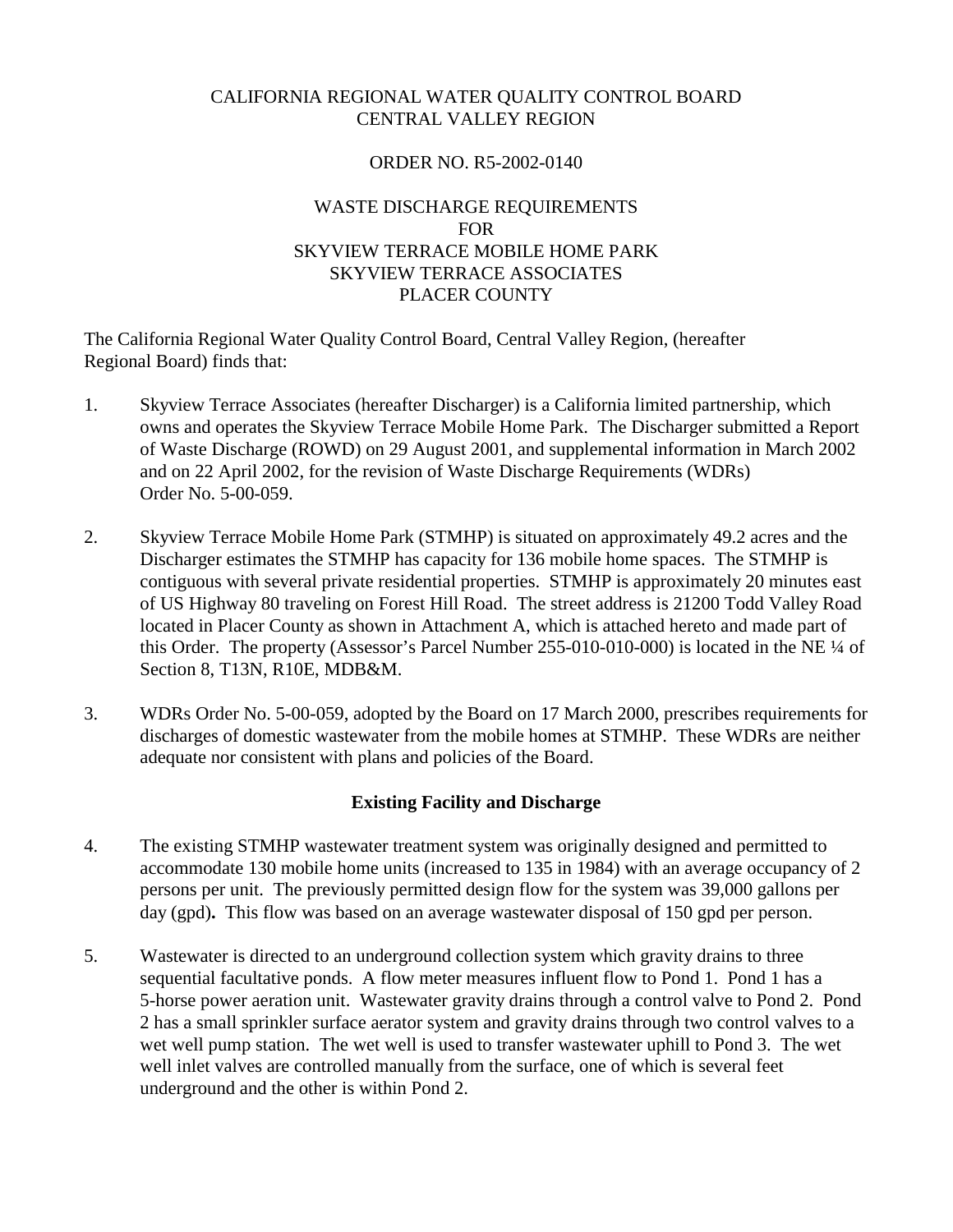CALIFORNIA REGIONAL WATER QUALITY CONTROL BOARD
CENTRAL VALLEY REGION

ORDER NO. R5-2002-0140

WASTE DISCHARGE REQUIREMENTS
FOR
SKYVIEW TERRACE MOBILE HOME PARK
SKYVIEW TERRACE ASSOCIATES
PLACER COUNTY

The California Regional Water Quality Control Board, Central Valley Region, (hereafter Regional Board) finds that:

1. Skyview Terrace Associates (hereafter Discharger) is a California limited partnership, which owns and operates the Skyview Terrace Mobile Home Park. The Discharger submitted a Report of Waste Discharge (ROWD) on 29 August 2001, and supplemental information in March 2002 and on 22 April 2002, for the revision of Waste Discharge Requirements (WDRs) Order No. 5-00-059.

2. Skyview Terrace Mobile Home Park (STMHP) is situated on approximately 49.2 acres and the Discharger estimates the STMHP has capacity for 136 mobile home spaces. The STMHP is contiguous with several private residential properties. STMHP is approximately 20 minutes east of US Highway 80 traveling on Forest Hill Road. The street address is 21200 Todd Valley Road located in Placer County as shown in Attachment A, which is attached hereto and made part of this Order. The property (Assessor's Parcel Number 255-010-010-000) is located in the NE ¼ of Section 8, T13N, R10E, MDB&M.

3. WDRs Order No. 5-00-059, adopted by the Board on 17 March 2000, prescribes requirements for discharges of domestic wastewater from the mobile homes at STMHP. These WDRs are neither adequate nor consistent with plans and policies of the Board.

**Existing Facility and Discharge**

4. The existing STMHP wastewater treatment system was originally designed and permitted to accommodate 130 mobile home units (increased to 135 in 1984) with an average occupancy of 2 persons per unit. The previously permitted design flow for the system was 39,000 gallons per day (gpd)**.** This flow was based on an average wastewater disposal of 150 gpd per person.

5. Wastewater is directed to an underground collection system which gravity drains to three sequential facultative ponds. A flow meter measures influent flow to Pond 1. Pond 1 has a 5-horse power aeration unit. Wastewater gravity drains through a control valve to Pond 2. Pond 2 has a small sprinkler surface aerator system and gravity drains through two control valves to a wet well pump station. The wet well is used to transfer wastewater uphill to Pond 3. The wet well inlet valves are controlled manually from the surface, one of which is several feet underground and the other is within Pond 2.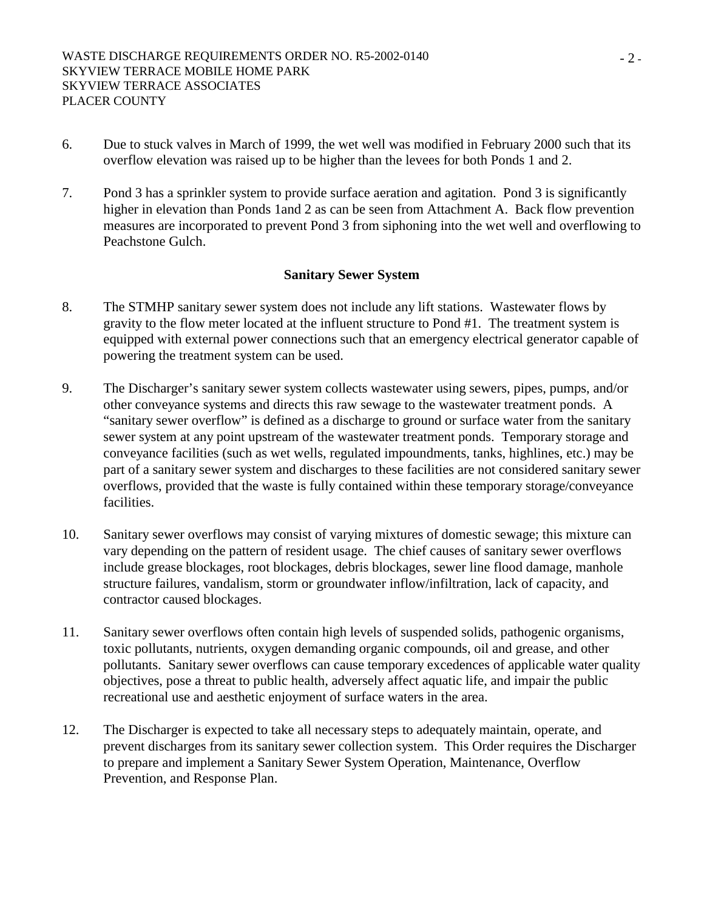6. Due to stuck valves in March of 1999, the wet well was modified in February 2000 such that its overflow elevation was raised up to be higher than the levees for both Ponds 1 and 2.

7. Pond 3 has a sprinkler system to provide surface aeration and agitation. Pond 3 is significantly higher in elevation than Ponds 1and 2 as can be seen from Attachment A. Back flow prevention measures are incorporated to prevent Pond 3 from siphoning into the wet well and overflowing to Peachstone Gulch.

**Sanitary Sewer System**

8. The STMHP sanitary sewer system does not include any lift stations. Wastewater flows by gravity to the flow meter located at the influent structure to Pond #1. The treatment system is equipped with external power connections such that an emergency electrical generator capable of powering the treatment system can be used.

9. The Discharger's sanitary sewer system collects wastewater using sewers, pipes, pumps, and/or other conveyance systems and directs this raw sewage to the wastewater treatment ponds. A "sanitary sewer overflow" is defined as a discharge to ground or surface water from the sanitary sewer system at any point upstream of the wastewater treatment ponds. Temporary storage and conveyance facilities (such as wet wells, regulated impoundments, tanks, highlines, etc.) may be part of a sanitary sewer system and discharges to these facilities are not considered sanitary sewer overflows, provided that the waste is fully contained within these temporary storage/conveyance facilities.

10. Sanitary sewer overflows may consist of varying mixtures of domestic sewage; this mixture can vary depending on the pattern of resident usage. The chief causes of sanitary sewer overflows include grease blockages, root blockages, debris blockages, sewer line flood damage, manhole structure failures, vandalism, storm or groundwater inflow/infiltration, lack of capacity, and contractor caused blockages.

11. Sanitary sewer overflows often contain high levels of suspended solids, pathogenic organisms, toxic pollutants, nutrients, oxygen demanding organic compounds, oil and grease, and other pollutants. Sanitary sewer overflows can cause temporary excedences of applicable water quality objectives, pose a threat to public health, adversely affect aquatic life, and impair the public recreational use and aesthetic enjoyment of surface waters in the area.

12. The Discharger is expected to take all necessary steps to adequately maintain, operate, and prevent discharges from its sanitary sewer collection system. This Order requires the Discharger to prepare and implement a Sanitary Sewer System Operation, Maintenance, Overflow Prevention, and Response Plan.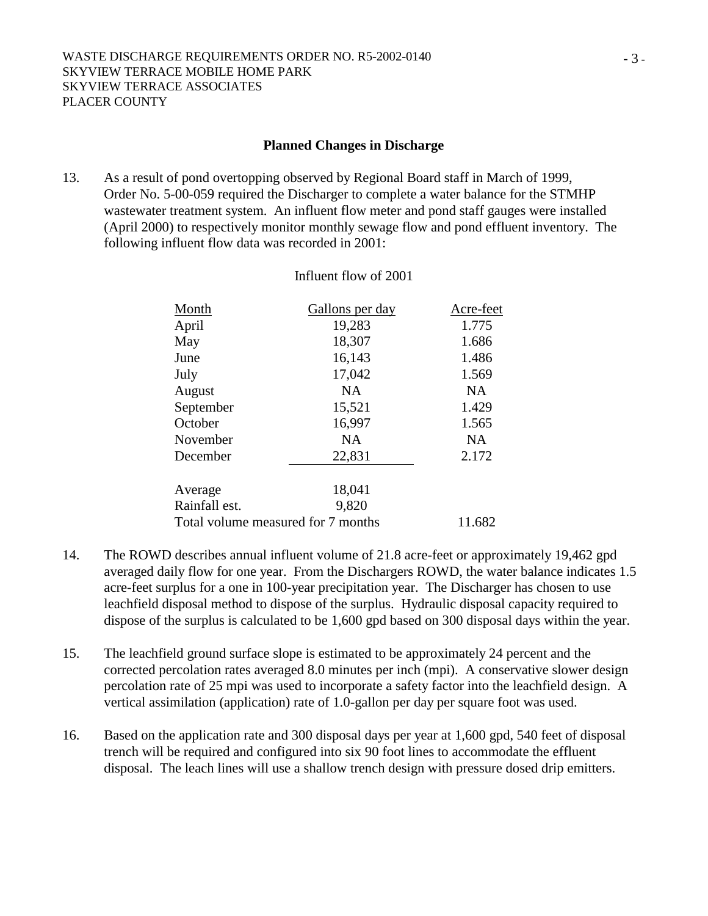## Planned Changes in Discharge

13. As a result of pond overtopping observed by Regional Board staff in March of 1999, Order No. 5-00-059 required the Discharger to complete a water balance for the STMHP wastewater treatment system. An influent flow meter and pond staff gauges were installed (April 2000) to respectively monitor monthly sewage flow and pond effluent inventory. The following influent flow data was recorded in 2001:

Influent flow of 2001

| Month | Gallons per day | Acre-feet |
|---|---|---|
| April | 19,283 | 1.775 |
| May | 18,307 | 1.686 |
| June | 16,143 | 1.486 |
| July | 17,042 | 1.569 |
| August | NA | NA |
| September | 15,521 | 1.429 |
| October | 16,997 | 1.565 |
| November | NA | NA |
| December | 22,831 | 2.172 |
| Average | 18,041 | |
| Rainfall est. | 9,820 | |
| Total volume measured for 7 months | | 11.682 |

14. The ROWD describes annual influent volume of 21.8 acre-feet or approximately 19,462 gpd averaged daily flow for one year. From the Dischargers ROWD, the water balance indicates 1.5 acre-feet surplus for a one in 100-year precipitation year. The Discharger has chosen to use leachfield disposal method to dispose of the surplus. Hydraulic disposal capacity required to dispose of the surplus is calculated to be 1,600 gpd based on 300 disposal days within the year.

15. The leachfield ground surface slope is estimated to be approximately 24 percent and the corrected percolation rates averaged 8.0 minutes per inch (mpi). A conservative slower design percolation rate of 25 mpi was used to incorporate a safety factor into the leachfield design. A vertical assimilation (application) rate of 1.0-gallon per day per square foot was used.

16. Based on the application rate and 300 disposal days per year at 1,600 gpd, 540 feet of disposal trench will be required and configured into six 90 foot lines to accommodate the effluent disposal. The leach lines will use a shallow trench design with pressure dosed drip emitters.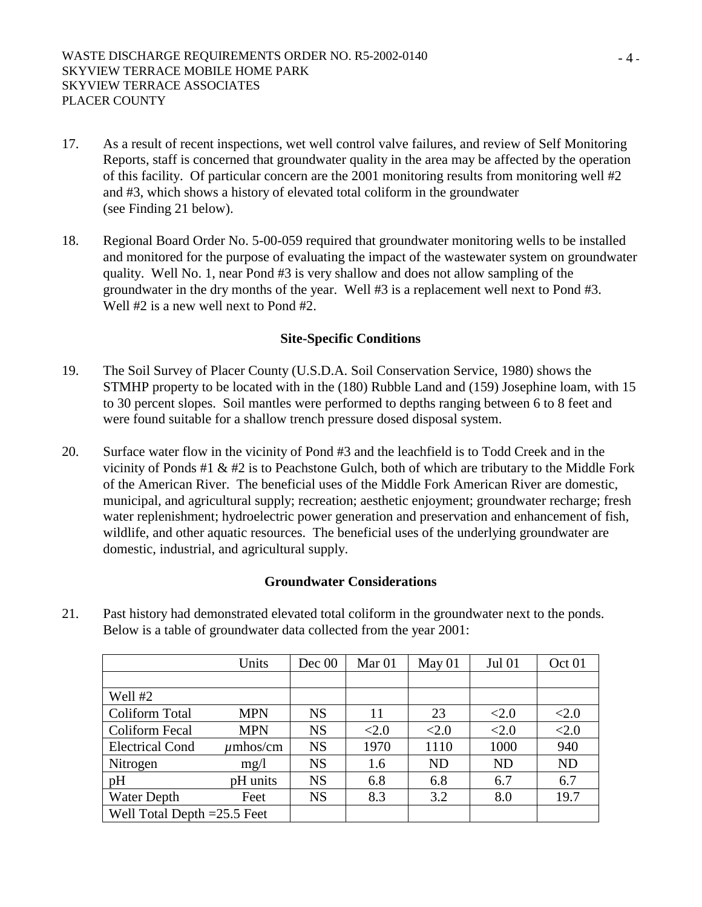17. As a result of recent inspections, wet well control valve failures, and review of Self Monitoring Reports, staff is concerned that groundwater quality in the area may be affected by the operation of this facility. Of particular concern are the 2001 monitoring results from monitoring well #2 and #3, which shows a history of elevated total coliform in the groundwater (see Finding 21 below).

18. Regional Board Order No. 5-00-059 required that groundwater monitoring wells to be installed and monitored for the purpose of evaluating the impact of the wastewater system on groundwater quality. Well No. 1, near Pond #3 is very shallow and does not allow sampling of the groundwater in the dry months of the year. Well #3 is a replacement well next to Pond #3. Well #2 is a new well next to Pond #2.

### Site-Specific Conditions

19. The Soil Survey of Placer County (U.S.D.A. Soil Conservation Service, 1980) shows the STMHP property to be located with in the (180) Rubble Land and (159) Josephine loam, with 15 to 30 percent slopes. Soil mantles were performed to depths ranging between 6 to 8 feet and were found suitable for a shallow trench pressure dosed disposal system.

20. Surface water flow in the vicinity of Pond #3 and the leachfield is to Todd Creek and in the vicinity of Ponds #1 & #2 is to Peachstone Gulch, both of which are tributary to the Middle Fork of the American River. The beneficial uses of the Middle Fork American River are domestic, municipal, and agricultural supply; recreation; aesthetic enjoyment; groundwater recharge; fresh water replenishment; hydroelectric power generation and preservation and enhancement of fish, wildlife, and other aquatic resources. The beneficial uses of the underlying groundwater are domestic, industrial, and agricultural supply.

### Groundwater Considerations

21. Past history had demonstrated elevated total coliform in the groundwater next to the ponds. Below is a table of groundwater data collected from the year 2001:

| | Units | Dec 00 | Mar 01 | May 01 | Jul 01 | Oct 01 |
|---|---|---|---|---|---|---|
| | | | | | | |
| Well #2 | | | | | | |
| Coliform Total | MPN | NS | 11 | 23 | <2.0 | <2.0 |
| Coliform Fecal | MPN | NS | <2.0 | <2.0 | <2.0 | <2.0 |
| Electrical Cond | $\mu$mhos/cm | NS | 1970 | 1110 | 1000 | 940 |
| Nitrogen | mg/l | NS | 1.6 | ND | ND | ND |
| pH | pH units | NS | 6.8 | 6.8 | 6.7 | 6.7 |
| Water Depth | Feet | NS | 8.3 | 3.2 | 8.0 | 19.7 |
| Well Total Depth =25.5 Feet | | | | | | |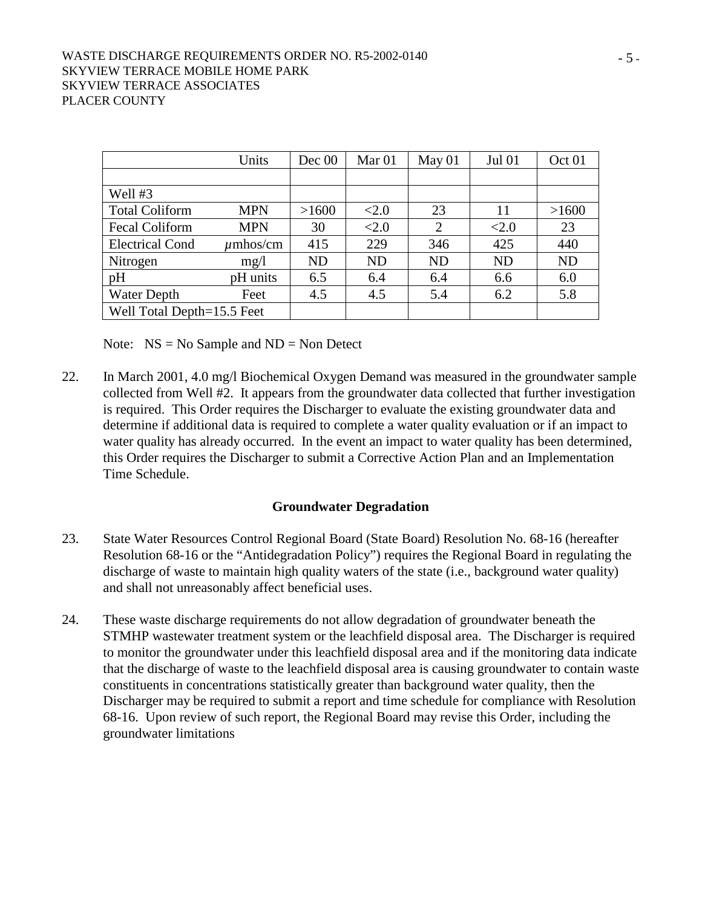| | Units | Dec 00 | Mar 01 | May 01 | Jul 01 | Oct 01 |
|---|---|---|---|---|---|---|
| | | | | | | |
| Well #3 | | | | | | |
| Total Coliform | MPN | >1600 | <2.0 | 23 | 11 | >1600 |
| Fecal Coliform | MPN | 30 | <2.0 | 2 | <2.0 | 23 |
| Electrical Cond | $\mu$mhos/cm | 415 | 229 | 346 | 425 | 440 |
| Nitrogen | mg/l | ND | ND | ND | ND | ND |
| pH | pH units | 6.5 | 6.4 | 6.4 | 6.6 | 6.0 |
| Water Depth | Feet | 4.5 | 4.5 | 5.4 | 6.2 | 5.8 |
| Well Total Depth=15.5 Feet | | | | | | |

Note: NS = No Sample and ND = Non Detect

22. In March 2001, 4.0 mg/l Biochemical Oxygen Demand was measured in the groundwater sample collected from Well #2. It appears from the groundwater data collected that further investigation is required. This Order requires the Discharger to evaluate the existing groundwater data and determine if additional data is required to complete a water quality evaluation or if an impact to water quality has already occurred. In the event an impact to water quality has been determined, this Order requires the Discharger to submit a Corrective Action Plan and an Implementation Time Schedule.

**Groundwater Degradation**

23. State Water Resources Control Regional Board (State Board) Resolution No. 68-16 (hereafter Resolution 68-16 or the "Antidegradation Policy") requires the Regional Board in regulating the discharge of waste to maintain high quality waters of the state (i.e., background water quality) and shall not unreasonably affect beneficial uses.

24. These waste discharge requirements do not allow degradation of groundwater beneath the STMHP wastewater treatment system or the leachfield disposal area. The Discharger is required to monitor the groundwater under this leachfield disposal area and if the monitoring data indicate that the discharge of waste to the leachfield disposal area is causing groundwater to contain waste constituents in concentrations statistically greater than background water quality, then the Discharger may be required to submit a report and time schedule for compliance with Resolution 68-16. Upon review of such report, the Regional Board may revise this Order, including the groundwater limitations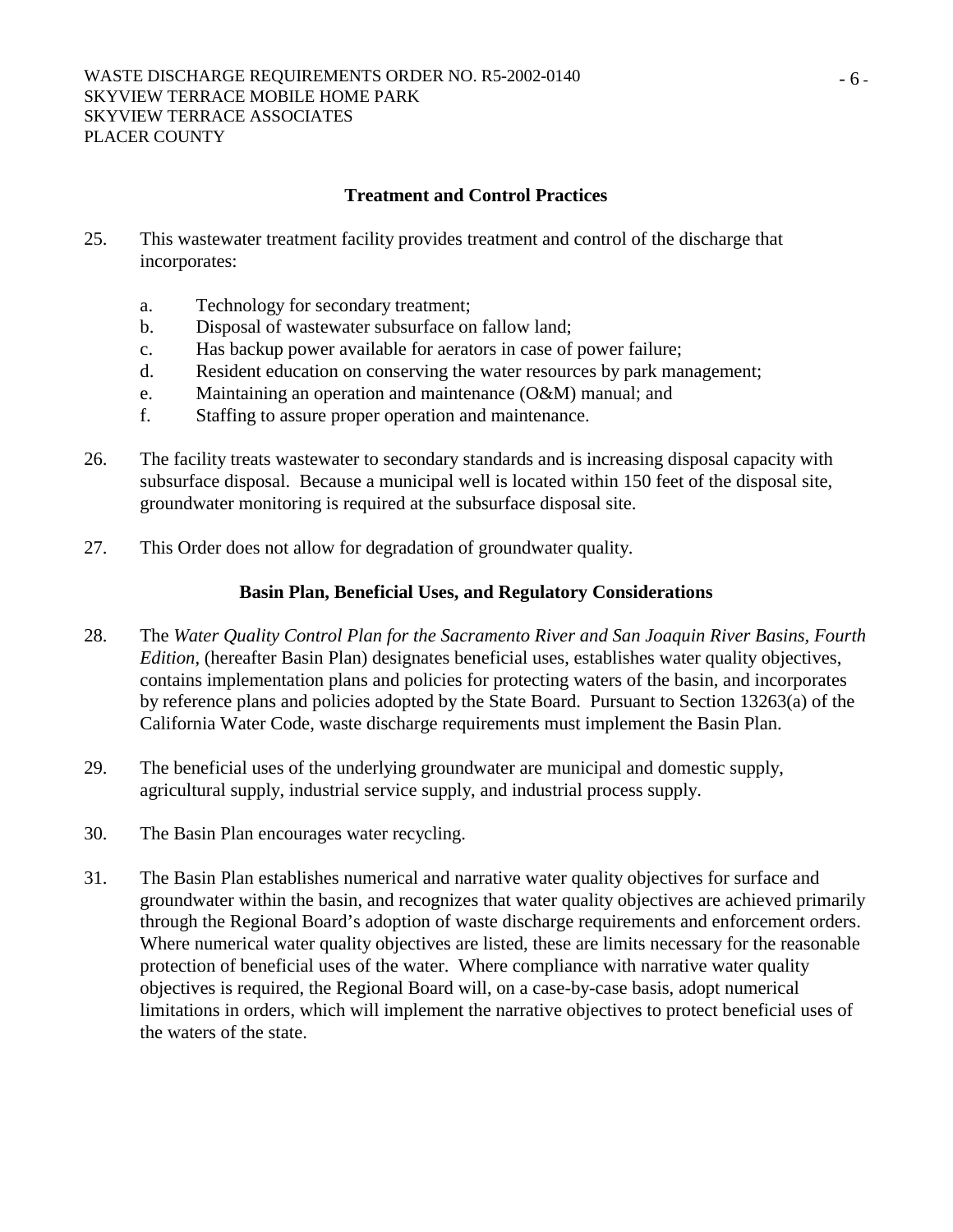## Treatment and Control Practices

25. This wastewater treatment facility provides treatment and control of the discharge that incorporates:

    a. Technology for secondary treatment;
    b. Disposal of wastewater subsurface on fallow land;
    c. Has backup power available for aerators in case of power failure;
    d. Resident education on conserving the water resources by park management;
    e. Maintaining an operation and maintenance (O&M) manual; and
    f. Staffing to assure proper operation and maintenance.

26. The facility treats wastewater to secondary standards and is increasing disposal capacity with subsurface disposal. Because a municipal well is located within 150 feet of the disposal site, groundwater monitoring is required at the subsurface disposal site.

27. This Order does not allow for degradation of groundwater quality.

## Basin Plan, Beneficial Uses, and Regulatory Considerations

28. The *Water Quality Control Plan for the Sacramento River and San Joaquin River Basins, Fourth Edition*, (hereafter Basin Plan) designates beneficial uses, establishes water quality objectives, contains implementation plans and policies for protecting waters of the basin, and incorporates by reference plans and policies adopted by the State Board. Pursuant to Section 13263(a) of the California Water Code, waste discharge requirements must implement the Basin Plan.

29. The beneficial uses of the underlying groundwater are municipal and domestic supply, agricultural supply, industrial service supply, and industrial process supply.

30. The Basin Plan encourages water recycling.

31. The Basin Plan establishes numerical and narrative water quality objectives for surface and groundwater within the basin, and recognizes that water quality objectives are achieved primarily through the Regional Board's adoption of waste discharge requirements and enforcement orders. Where numerical water quality objectives are listed, these are limits necessary for the reasonable protection of beneficial uses of the water. Where compliance with narrative water quality objectives is required, the Regional Board will, on a case-by-case basis, adopt numerical limitations in orders, which will implement the narrative objectives to protect beneficial uses of the waters of the state.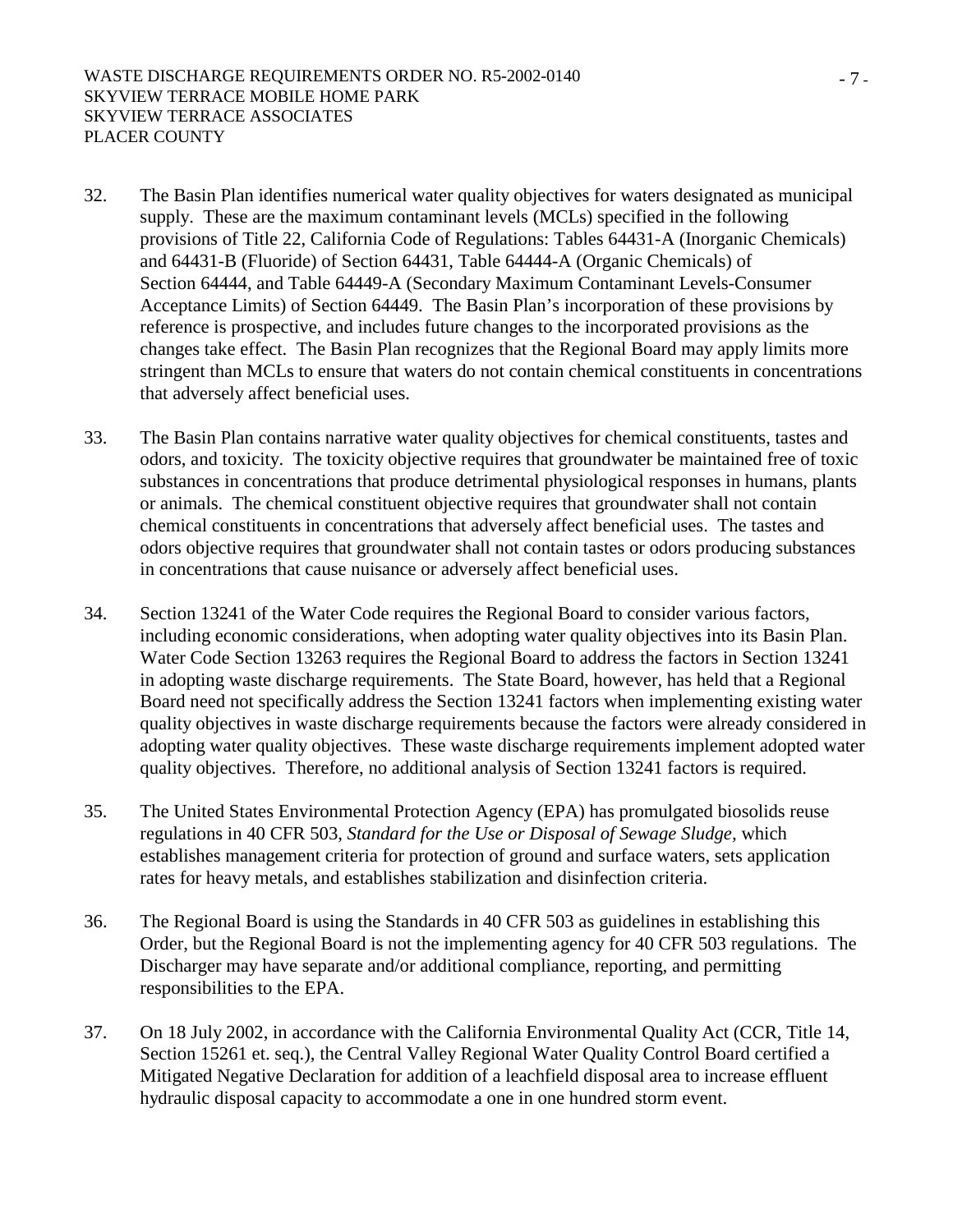32. The Basin Plan identifies numerical water quality objectives for waters designated as municipal supply. These are the maximum contaminant levels (MCLs) specified in the following provisions of Title 22, California Code of Regulations: Tables 64431-A (Inorganic Chemicals) and 64431-B (Fluoride) of Section 64431, Table 64444-A (Organic Chemicals) of Section 64444, and Table 64449-A (Secondary Maximum Contaminant Levels-Consumer Acceptance Limits) of Section 64449. The Basin Plan's incorporation of these provisions by reference is prospective, and includes future changes to the incorporated provisions as the changes take effect. The Basin Plan recognizes that the Regional Board may apply limits more stringent than MCLs to ensure that waters do not contain chemical constituents in concentrations that adversely affect beneficial uses.

33. The Basin Plan contains narrative water quality objectives for chemical constituents, tastes and odors, and toxicity. The toxicity objective requires that groundwater be maintained free of toxic substances in concentrations that produce detrimental physiological responses in humans, plants or animals. The chemical constituent objective requires that groundwater shall not contain chemical constituents in concentrations that adversely affect beneficial uses. The tastes and odors objective requires that groundwater shall not contain tastes or odors producing substances in concentrations that cause nuisance or adversely affect beneficial uses.

34. Section 13241 of the Water Code requires the Regional Board to consider various factors, including economic considerations, when adopting water quality objectives into its Basin Plan. Water Code Section 13263 requires the Regional Board to address the factors in Section 13241 in adopting waste discharge requirements. The State Board, however, has held that a Regional Board need not specifically address the Section 13241 factors when implementing existing water quality objectives in waste discharge requirements because the factors were already considered in adopting water quality objectives. These waste discharge requirements implement adopted water quality objectives. Therefore, no additional analysis of Section 13241 factors is required.

35. The United States Environmental Protection Agency (EPA) has promulgated biosolids reuse regulations in 40 CFR 503, *Standard for the Use or Disposal of Sewage Sludge*, which establishes management criteria for protection of ground and surface waters, sets application rates for heavy metals, and establishes stabilization and disinfection criteria.

36. The Regional Board is using the Standards in 40 CFR 503 as guidelines in establishing this Order, but the Regional Board is not the implementing agency for 40 CFR 503 regulations. The Discharger may have separate and/or additional compliance, reporting, and permitting responsibilities to the EPA.

37. On 18 July 2002, in accordance with the California Environmental Quality Act (CCR, Title 14, Section 15261 et. seq.), the Central Valley Regional Water Quality Control Board certified a Mitigated Negative Declaration for addition of a leachfield disposal area to increase effluent hydraulic disposal capacity to accommodate a one in one hundred storm event.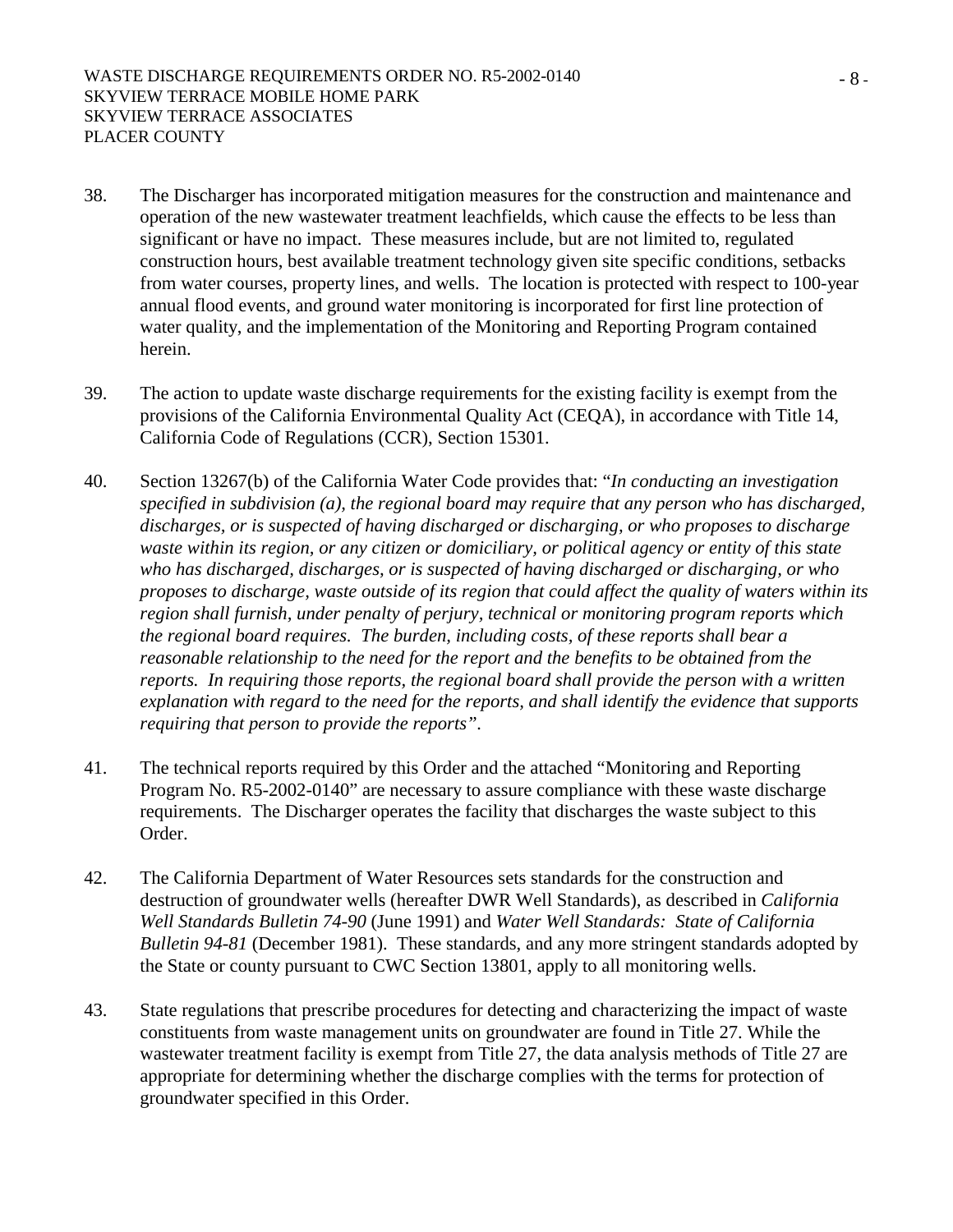38. The Discharger has incorporated mitigation measures for the construction and maintenance and operation of the new wastewater treatment leachfields, which cause the effects to be less than significant or have no impact. These measures include, but are not limited to, regulated construction hours, best available treatment technology given site specific conditions, setbacks from water courses, property lines, and wells. The location is protected with respect to 100-year annual flood events, and ground water monitoring is incorporated for first line protection of water quality, and the implementation of the Monitoring and Reporting Program contained herein.

39. The action to update waste discharge requirements for the existing facility is exempt from the provisions of the California Environmental Quality Act (CEQA), in accordance with Title 14, California Code of Regulations (CCR), Section 15301.

40. Section 13267(b) of the California Water Code provides that: "*In conducting an investigation specified in subdivision (a), the regional board may require that any person who has discharged, discharges, or is suspected of having discharged or discharging, or who proposes to discharge waste within its region, or any citizen or domiciliary, or political agency or entity of this state who has discharged, discharges, or is suspected of having discharged or discharging, or who proposes to discharge, waste outside of its region that could affect the quality of waters within its region shall furnish, under penalty of perjury, technical or monitoring program reports which the regional board requires. The burden, including costs, of these reports shall bear a reasonable relationship to the need for the report and the benefits to be obtained from the reports. In requiring those reports, the regional board shall provide the person with a written explanation with regard to the need for the reports, and shall identify the evidence that supports requiring that person to provide the reports"*.

41. The technical reports required by this Order and the attached "Monitoring and Reporting Program No. R5-2002-0140" are necessary to assure compliance with these waste discharge requirements. The Discharger operates the facility that discharges the waste subject to this Order.

42. The California Department of Water Resources sets standards for the construction and destruction of groundwater wells (hereafter DWR Well Standards), as described in *California Well Standards Bulletin 74-90* (June 1991) and *Water Well Standards: State of California Bulletin 94-81* (December 1981). These standards, and any more stringent standards adopted by the State or county pursuant to CWC Section 13801, apply to all monitoring wells.

43. State regulations that prescribe procedures for detecting and characterizing the impact of waste constituents from waste management units on groundwater are found in Title 27. While the wastewater treatment facility is exempt from Title 27, the data analysis methods of Title 27 are appropriate for determining whether the discharge complies with the terms for protection of groundwater specified in this Order.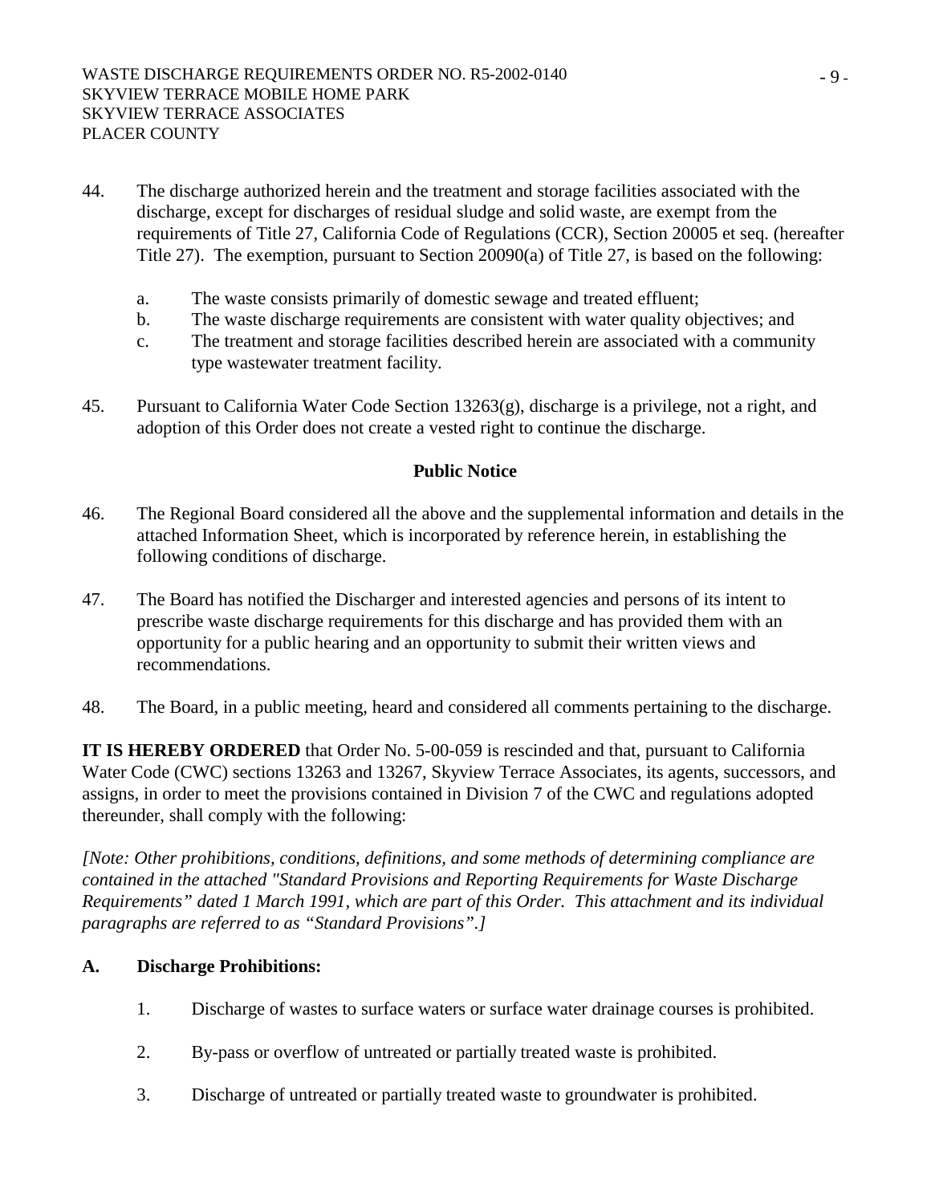44. The discharge authorized herein and the treatment and storage facilities associated with the discharge, except for discharges of residual sludge and solid waste, are exempt from the requirements of Title 27, California Code of Regulations (CCR), Section 20005 et seq. (hereafter Title 27). The exemption, pursuant to Section 20090(a) of Title 27, is based on the following:

    a. The waste consists primarily of domestic sewage and treated effluent;
    b. The waste discharge requirements are consistent with water quality objectives; and
    c. The treatment and storage facilities described herein are associated with a community type wastewater treatment facility.

45. Pursuant to California Water Code Section 13263(g), discharge is a privilege, not a right, and adoption of this Order does not create a vested right to continue the discharge.

**Public Notice**

46. The Regional Board considered all the above and the supplemental information and details in the attached Information Sheet, which is incorporated by reference herein, in establishing the following conditions of discharge.

47. The Board has notified the Discharger and interested agencies and persons of its intent to prescribe waste discharge requirements for this discharge and has provided them with an opportunity for a public hearing and an opportunity to submit their written views and recommendations.

48. The Board, in a public meeting, heard and considered all comments pertaining to the discharge.

**IT IS HEREBY ORDERED** that Order No. 5-00-059 is rescinded and that, pursuant to California Water Code (CWC) sections 13263 and 13267, Skyview Terrace Associates, its agents, successors, and assigns, in order to meet the provisions contained in Division 7 of the CWC and regulations adopted thereunder, shall comply with the following:

*[Note: Other prohibitions, conditions, definitions, and some methods of determining compliance are contained in the attached "Standard Provisions and Reporting Requirements for Waste Discharge Requirements" dated 1 March 1991, which are part of this Order. This attachment and its individual paragraphs are referred to as "Standard Provisions".]*

**A. Discharge Prohibitions:**

1. Discharge of wastes to surface waters or surface water drainage courses is prohibited.

2. By-pass or overflow of untreated or partially treated waste is prohibited.

3. Discharge of untreated or partially treated waste to groundwater is prohibited.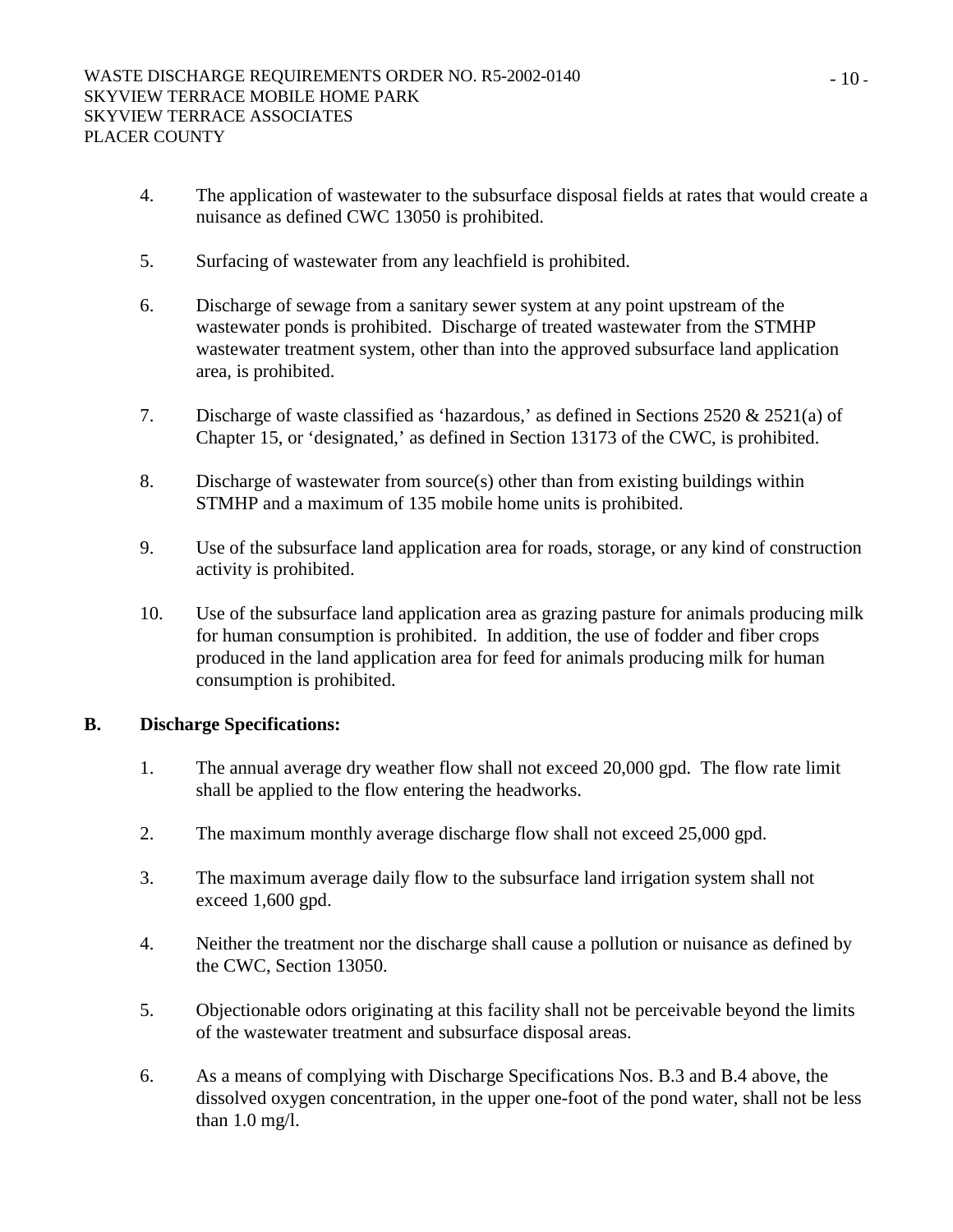4. The application of wastewater to the subsurface disposal fields at rates that would create a nuisance as defined CWC 13050 is prohibited.

5. Surfacing of wastewater from any leachfield is prohibited.

6. Discharge of sewage from a sanitary sewer system at any point upstream of the wastewater ponds is prohibited. Discharge of treated wastewater from the STMHP wastewater treatment system, other than into the approved subsurface land application area, is prohibited.

7. Discharge of waste classified as 'hazardous,' as defined in Sections 2520 & 2521(a) of Chapter 15, or 'designated,' as defined in Section 13173 of the CWC, is prohibited.

8. Discharge of wastewater from source(s) other than from existing buildings within STMHP and a maximum of 135 mobile home units is prohibited.

9. Use of the subsurface land application area for roads, storage, or any kind of construction activity is prohibited.

10. Use of the subsurface land application area as grazing pasture for animals producing milk for human consumption is prohibited. In addition, the use of fodder and fiber crops produced in the land application area for feed for animals producing milk for human consumption is prohibited.

**B. Discharge Specifications:**

1. The annual average dry weather flow shall not exceed 20,000 gpd. The flow rate limit shall be applied to the flow entering the headworks.

2. The maximum monthly average discharge flow shall not exceed 25,000 gpd.

3. The maximum average daily flow to the subsurface land irrigation system shall not exceed 1,600 gpd.

4. Neither the treatment nor the discharge shall cause a pollution or nuisance as defined by the CWC, Section 13050.

5. Objectionable odors originating at this facility shall not be perceivable beyond the limits of the wastewater treatment and subsurface disposal areas.

6. As a means of complying with Discharge Specifications Nos. B.3 and B.4 above, the dissolved oxygen concentration, in the upper one-foot of the pond water, shall not be less than 1.0 mg/l.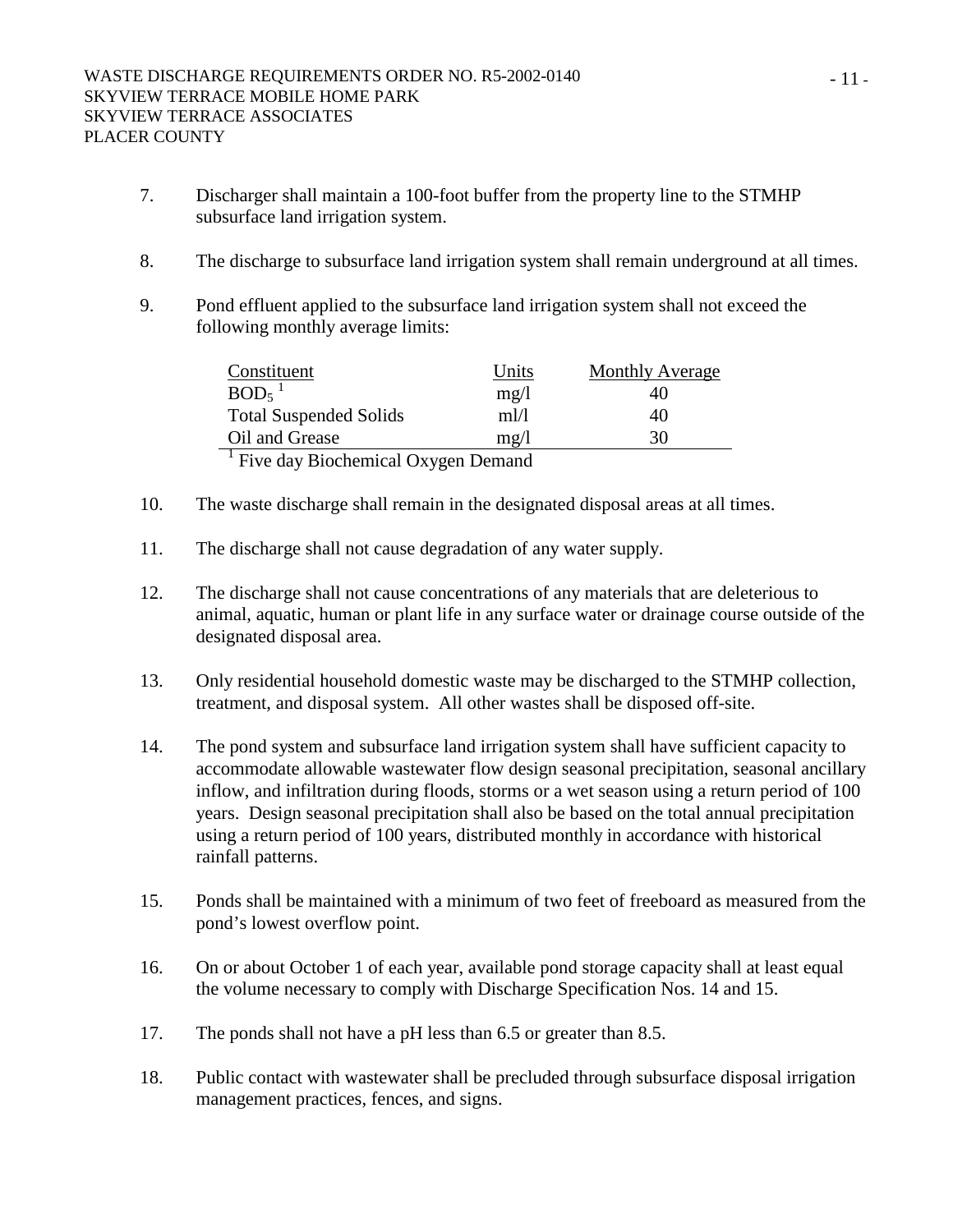7. Discharger shall maintain a 100-foot buffer from the property line to the STMHP subsurface land irrigation system.

8. The discharge to subsurface land irrigation system shall remain underground at all times.

9. Pond effluent applied to the subsurface land irrigation system shall not exceed the following monthly average limits:

| Constituent | Units | Monthly Average |
|---|---|---|
| $BOD_5$ [1] | mg/l | 40 |
| Total Suspended Solids | ml/l | 40 |
| Oil and Grease | mg/l | 30 |

[1] Five day Biochemical Oxygen Demand

10. The waste discharge shall remain in the designated disposal areas at all times.

11. The discharge shall not cause degradation of any water supply.

12. The discharge shall not cause concentrations of any materials that are deleterious to animal, aquatic, human or plant life in any surface water or drainage course outside of the designated disposal area.

13. Only residential household domestic waste may be discharged to the STMHP collection, treatment, and disposal system. All other wastes shall be disposed off-site.

14. The pond system and subsurface land irrigation system shall have sufficient capacity to accommodate allowable wastewater flow design seasonal precipitation, seasonal ancillary inflow, and infiltration during floods, storms or a wet season using a return period of 100 years. Design seasonal precipitation shall also be based on the total annual precipitation using a return period of 100 years, distributed monthly in accordance with historical rainfall patterns.

15. Ponds shall be maintained with a minimum of two feet of freeboard as measured from the pond's lowest overflow point.

16. On or about October 1 of each year, available pond storage capacity shall at least equal the volume necessary to comply with Discharge Specification Nos. 14 and 15.

17. The ponds shall not have a pH less than 6.5 or greater than 8.5.

18. Public contact with wastewater shall be precluded through subsurface disposal irrigation management practices, fences, and signs.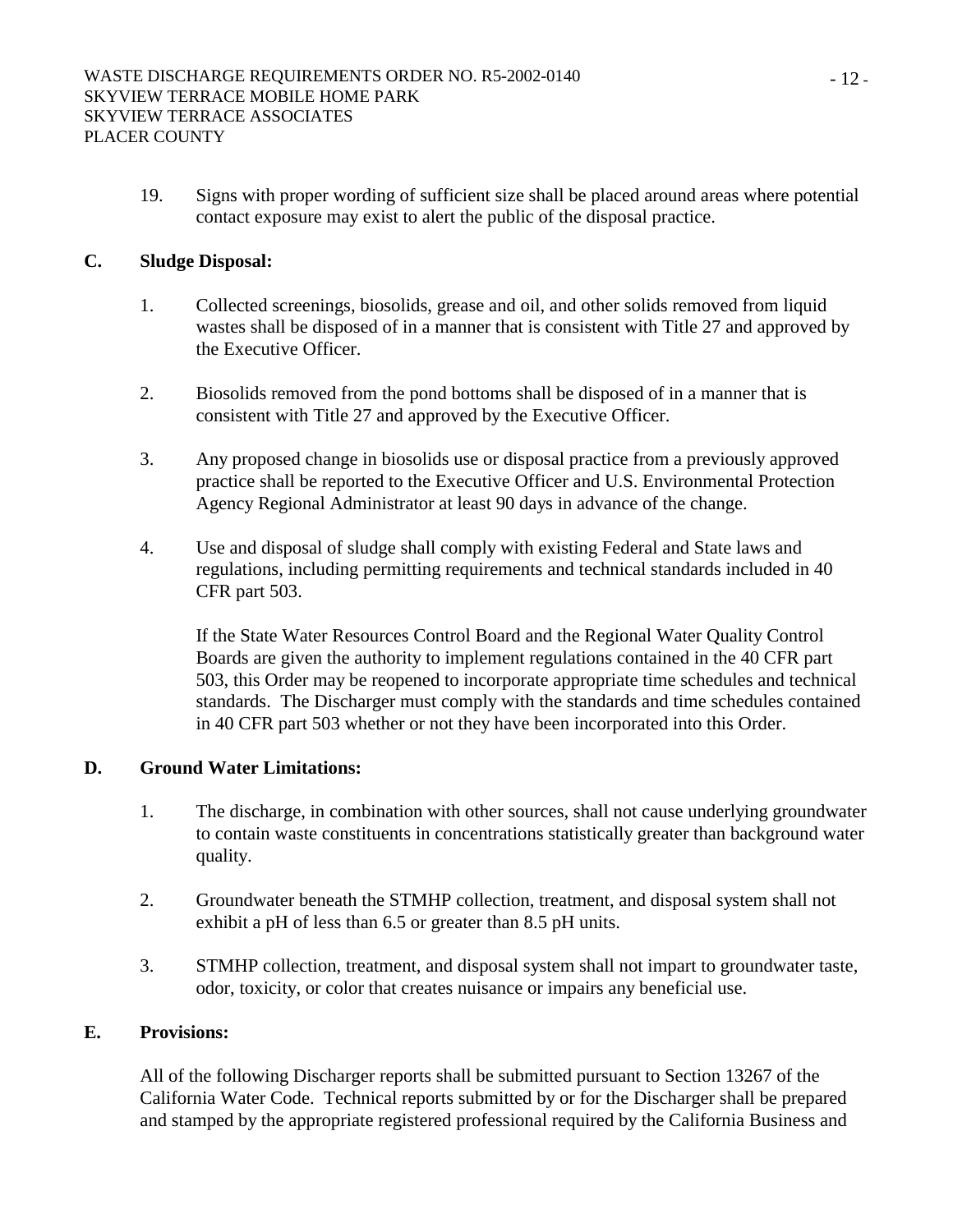19. Signs with proper wording of sufficient size shall be placed around areas where potential contact exposure may exist to alert the public of the disposal practice.

**C. Sludge Disposal:**

1. Collected screenings, biosolids, grease and oil, and other solids removed from liquid wastes shall be disposed of in a manner that is consistent with Title 27 and approved by the Executive Officer.

2. Biosolids removed from the pond bottoms shall be disposed of in a manner that is consistent with Title 27 and approved by the Executive Officer.

3. Any proposed change in biosolids use or disposal practice from a previously approved practice shall be reported to the Executive Officer and U.S. Environmental Protection Agency Regional Administrator at least 90 days in advance of the change.

4. Use and disposal of sludge shall comply with existing Federal and State laws and regulations, including permitting requirements and technical standards included in 40 CFR part 503.

   If the State Water Resources Control Board and the Regional Water Quality Control Boards are given the authority to implement regulations contained in the 40 CFR part 503, this Order may be reopened to incorporate appropriate time schedules and technical standards. The Discharger must comply with the standards and time schedules contained in 40 CFR part 503 whether or not they have been incorporated into this Order.

**D. Ground Water Limitations:**

1. The discharge, in combination with other sources, shall not cause underlying groundwater to contain waste constituents in concentrations statistically greater than background water quality.

2. Groundwater beneath the STMHP collection, treatment, and disposal system shall not exhibit a pH of less than 6.5 or greater than 8.5 pH units.

3. STMHP collection, treatment, and disposal system shall not impart to groundwater taste, odor, toxicity, or color that creates nuisance or impairs any beneficial use.

**E. Provisions:**

All of the following Discharger reports shall be submitted pursuant to Section 13267 of the California Water Code. Technical reports submitted by or for the Discharger shall be prepared and stamped by the appropriate registered professional required by the California Business and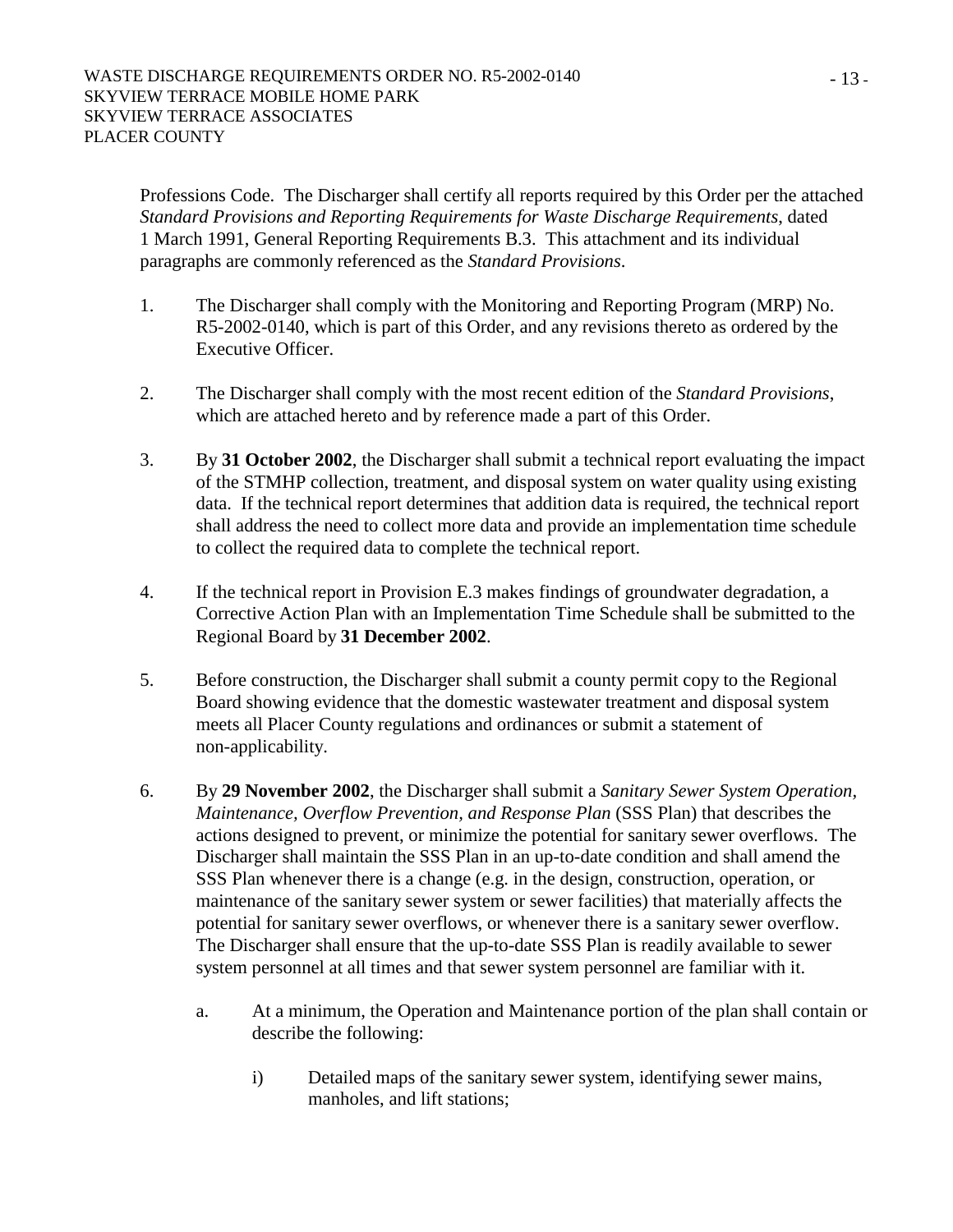Professions Code. The Discharger shall certify all reports required by this Order per the attached *Standard Provisions and Reporting Requirements for Waste Discharge Requirements*, dated 1 March 1991, General Reporting Requirements B.3. This attachment and its individual paragraphs are commonly referenced as the *Standard Provisions*.

1. The Discharger shall comply with the Monitoring and Reporting Program (MRP) No. R5-2002-0140, which is part of this Order, and any revisions thereto as ordered by the Executive Officer.

2. The Discharger shall comply with the most recent edition of the *Standard Provisions*, which are attached hereto and by reference made a part of this Order.

3. By **31 October 2002**, the Discharger shall submit a technical report evaluating the impact of the STMHP collection, treatment, and disposal system on water quality using existing data. If the technical report determines that addition data is required, the technical report shall address the need to collect more data and provide an implementation time schedule to collect the required data to complete the technical report.

4. If the technical report in Provision E.3 makes findings of groundwater degradation, a Corrective Action Plan with an Implementation Time Schedule shall be submitted to the Regional Board by **31 December 2002**.

5. Before construction, the Discharger shall submit a county permit copy to the Regional Board showing evidence that the domestic wastewater treatment and disposal system meets all Placer County regulations and ordinances or submit a statement of non-applicability.

6. By **29 November 2002**, the Discharger shall submit a *Sanitary Sewer System Operation, Maintenance, Overflow Prevention, and Response Plan* (SSS Plan) that describes the actions designed to prevent, or minimize the potential for sanitary sewer overflows. The Discharger shall maintain the SSS Plan in an up-to-date condition and shall amend the SSS Plan whenever there is a change (e.g. in the design, construction, operation, or maintenance of the sanitary sewer system or sewer facilities) that materially affects the potential for sanitary sewer overflows, or whenever there is a sanitary sewer overflow. The Discharger shall ensure that the up-to-date SSS Plan is readily available to sewer system personnel at all times and that sewer system personnel are familiar with it.

   a. At a minimum, the Operation and Maintenance portion of the plan shall contain or describe the following:

      i) Detailed maps of the sanitary sewer system, identifying sewer mains, manholes, and lift stations;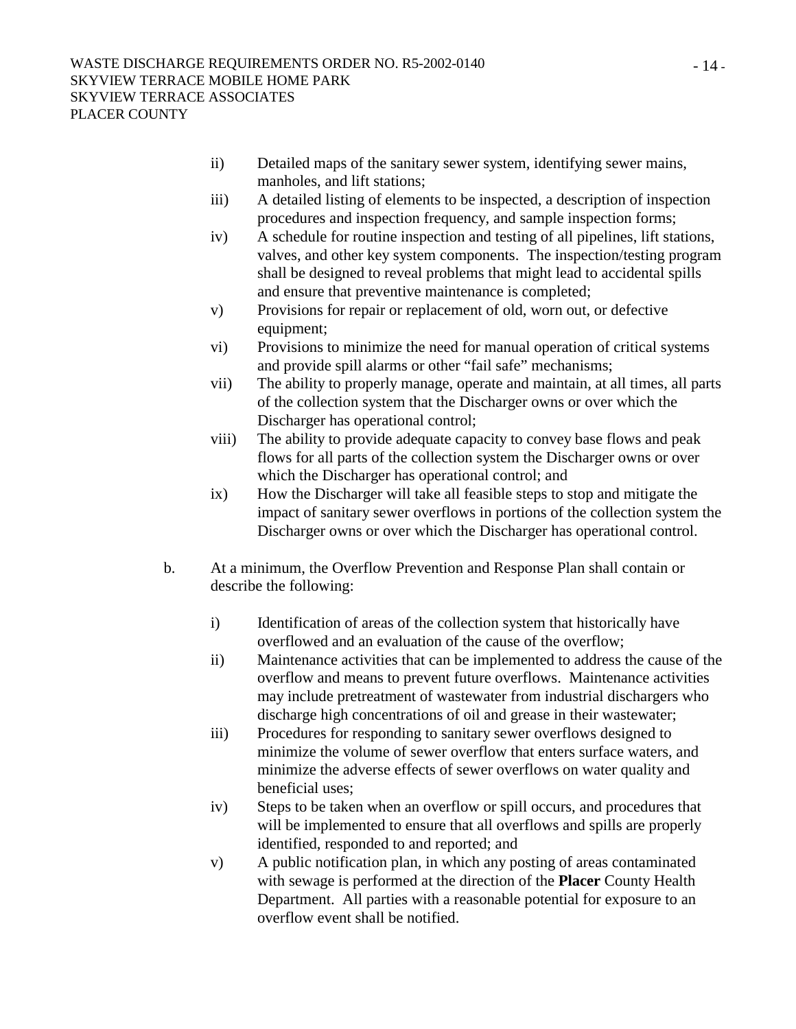ii) Detailed maps of the sanitary sewer system, identifying sewer mains, manholes, and lift stations;

iii) A detailed listing of elements to be inspected, a description of inspection procedures and inspection frequency, and sample inspection forms;

iv) A schedule for routine inspection and testing of all pipelines, lift stations, valves, and other key system components. The inspection/testing program shall be designed to reveal problems that might lead to accidental spills and ensure that preventive maintenance is completed;

v) Provisions for repair or replacement of old, worn out, or defective equipment;

vi) Provisions to minimize the need for manual operation of critical systems and provide spill alarms or other "fail safe" mechanisms;

vii) The ability to properly manage, operate and maintain, at all times, all parts of the collection system that the Discharger owns or over which the Discharger has operational control;

viii) The ability to provide adequate capacity to convey base flows and peak flows for all parts of the collection system the Discharger owns or over which the Discharger has operational control; and

ix) How the Discharger will take all feasible steps to stop and mitigate the impact of sanitary sewer overflows in portions of the collection system the Discharger owns or over which the Discharger has operational control.

b. At a minimum, the Overflow Prevention and Response Plan shall contain or describe the following:

i) Identification of areas of the collection system that historically have overflowed and an evaluation of the cause of the overflow;

ii) Maintenance activities that can be implemented to address the cause of the overflow and means to prevent future overflows. Maintenance activities may include pretreatment of wastewater from industrial dischargers who discharge high concentrations of oil and grease in their wastewater;

iii) Procedures for responding to sanitary sewer overflows designed to minimize the volume of sewer overflow that enters surface waters, and minimize the adverse effects of sewer overflows on water quality and beneficial uses;

iv) Steps to be taken when an overflow or spill occurs, and procedures that will be implemented to ensure that all overflows and spills are properly identified, responded to and reported; and

v) A public notification plan, in which any posting of areas contaminated with sewage is performed at the direction of the **Placer** County Health Department. All parties with a reasonable potential for exposure to an overflow event shall be notified.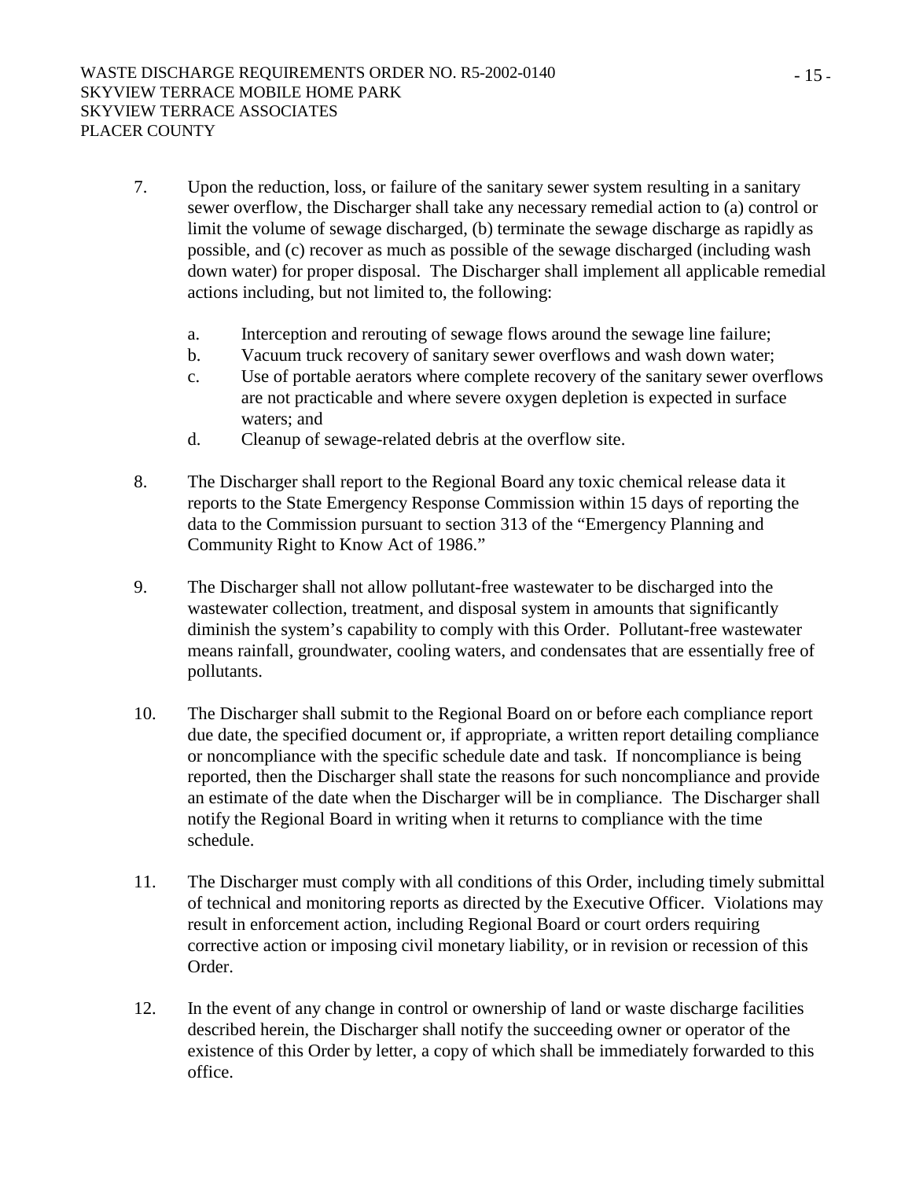7. Upon the reduction, loss, or failure of the sanitary sewer system resulting in a sanitary sewer overflow, the Discharger shall take any necessary remedial action to (a) control or limit the volume of sewage discharged, (b) terminate the sewage discharge as rapidly as possible, and (c) recover as much as possible of the sewage discharged (including wash down water) for proper disposal. The Discharger shall implement all applicable remedial actions including, but not limited to, the following:

   a. Interception and rerouting of sewage flows around the sewage line failure;
   b. Vacuum truck recovery of sanitary sewer overflows and wash down water;
   c. Use of portable aerators where complete recovery of the sanitary sewer overflows are not practicable and where severe oxygen depletion is expected in surface waters; and
   d. Cleanup of sewage-related debris at the overflow site.

8. The Discharger shall report to the Regional Board any toxic chemical release data it reports to the State Emergency Response Commission within 15 days of reporting the data to the Commission pursuant to section 313 of the "Emergency Planning and Community Right to Know Act of 1986."

9. The Discharger shall not allow pollutant-free wastewater to be discharged into the wastewater collection, treatment, and disposal system in amounts that significantly diminish the system's capability to comply with this Order. Pollutant-free wastewater means rainfall, groundwater, cooling waters, and condensates that are essentially free of pollutants.

10. The Discharger shall submit to the Regional Board on or before each compliance report due date, the specified document or, if appropriate, a written report detailing compliance or noncompliance with the specific schedule date and task. If noncompliance is being reported, then the Discharger shall state the reasons for such noncompliance and provide an estimate of the date when the Discharger will be in compliance. The Discharger shall notify the Regional Board in writing when it returns to compliance with the time schedule.

11. The Discharger must comply with all conditions of this Order, including timely submittal of technical and monitoring reports as directed by the Executive Officer. Violations may result in enforcement action, including Regional Board or court orders requiring corrective action or imposing civil monetary liability, or in revision or recession of this Order.

12. In the event of any change in control or ownership of land or waste discharge facilities described herein, the Discharger shall notify the succeeding owner or operator of the existence of this Order by letter, a copy of which shall be immediately forwarded to this office.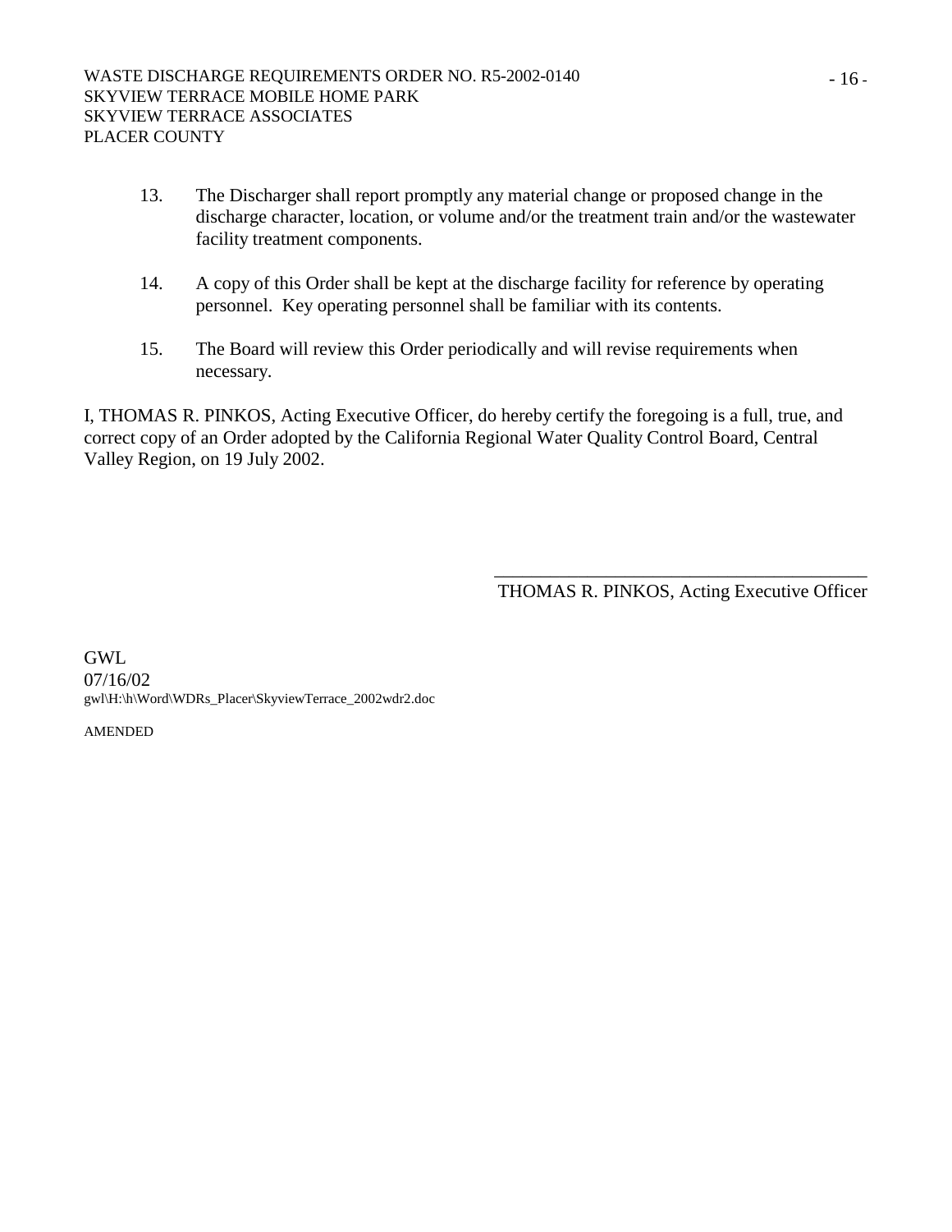13. The Discharger shall report promptly any material change or proposed change in the discharge character, location, or volume and/or the treatment train and/or the wastewater facility treatment components.

14. A copy of this Order shall be kept at the discharge facility for reference by operating personnel. Key operating personnel shall be familiar with its contents.

15. The Board will review this Order periodically and will revise requirements when necessary.

I, THOMAS R. PINKOS, Acting Executive Officer, do hereby certify the foregoing is a full, true, and correct copy of an Order adopted by the California Regional Water Quality Control Board, Central Valley Region, on 19 July 2002.

\_\_\_\_\_\_\_\_\_\_\_\_\_\_\_\_\_\_\_\_\_\_\_\_\_\_\_\_\_\_\_\_\_\_\_\_\_\_\_\_

THOMAS R. PINKOS, Acting Executive Officer

GWL
07/16/02
gwl\H:\h\Word\WDRs_Placer\SkyviewTerrace_2002wdr2.doc

AMENDED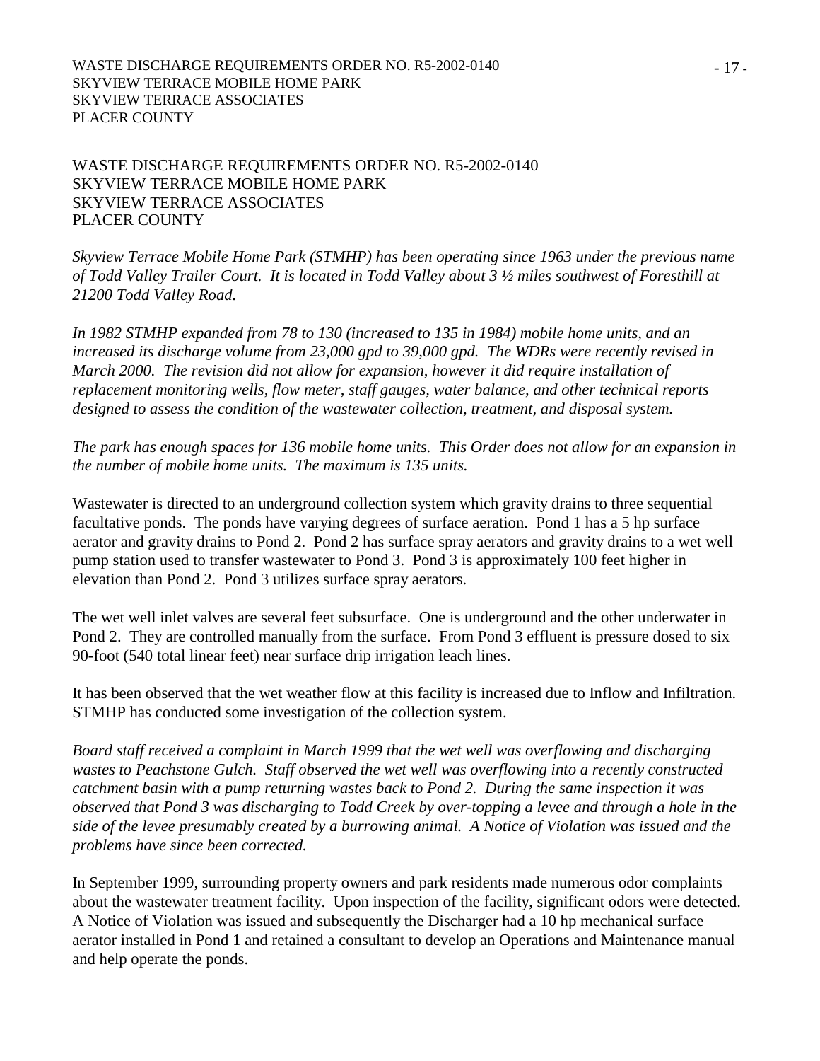WASTE DISCHARGE REQUIREMENTS ORDER NO. R5-2002-0140
SKYVIEW TERRACE MOBILE HOME PARK
SKYVIEW TERRACE ASSOCIATES
PLACER COUNTY

*Skyview Terrace Mobile Home Park (STMHP) has been operating since 1963 under the previous name of Todd Valley Trailer Court. It is located in Todd Valley about 3 ½ miles southwest of Foresthill at 21200 Todd Valley Road.*

*In 1982 STMHP expanded from 78 to 130 (increased to 135 in 1984) mobile home units, and an increased its discharge volume from 23,000 gpd to 39,000 gpd. The WDRs were recently revised in March 2000. The revision did not allow for expansion, however it did require installation of replacement monitoring wells, flow meter, staff gauges, water balance, and other technical reports designed to assess the condition of the wastewater collection, treatment, and disposal system.*

*The park has enough spaces for 136 mobile home units. This Order does not allow for an expansion in the number of mobile home units. The maximum is 135 units.*

Wastewater is directed to an underground collection system which gravity drains to three sequential facultative ponds. The ponds have varying degrees of surface aeration. Pond 1 has a 5 hp surface aerator and gravity drains to Pond 2. Pond 2 has surface spray aerators and gravity drains to a wet well pump station used to transfer wastewater to Pond 3. Pond 3 is approximately 100 feet higher in elevation than Pond 2. Pond 3 utilizes surface spray aerators.

The wet well inlet valves are several feet subsurface. One is underground and the other underwater in Pond 2. They are controlled manually from the surface. From Pond 3 effluent is pressure dosed to six 90-foot (540 total linear feet) near surface drip irrigation leach lines.

It has been observed that the wet weather flow at this facility is increased due to Inflow and Infiltration. STMHP has conducted some investigation of the collection system.

*Board staff received a complaint in March 1999 that the wet well was overflowing and discharging wastes to Peachstone Gulch. Staff observed the wet well was overflowing into a recently constructed catchment basin with a pump returning wastes back to Pond 2. During the same inspection it was observed that Pond 3 was discharging to Todd Creek by over-topping a levee and through a hole in the side of the levee presumably created by a burrowing animal. A Notice of Violation was issued and the problems have since been corrected.*

In September 1999, surrounding property owners and park residents made numerous odor complaints about the wastewater treatment facility. Upon inspection of the facility, significant odors were detected. A Notice of Violation was issued and subsequently the Discharger had a 10 hp mechanical surface aerator installed in Pond 1 and retained a consultant to develop an Operations and Maintenance manual and help operate the ponds.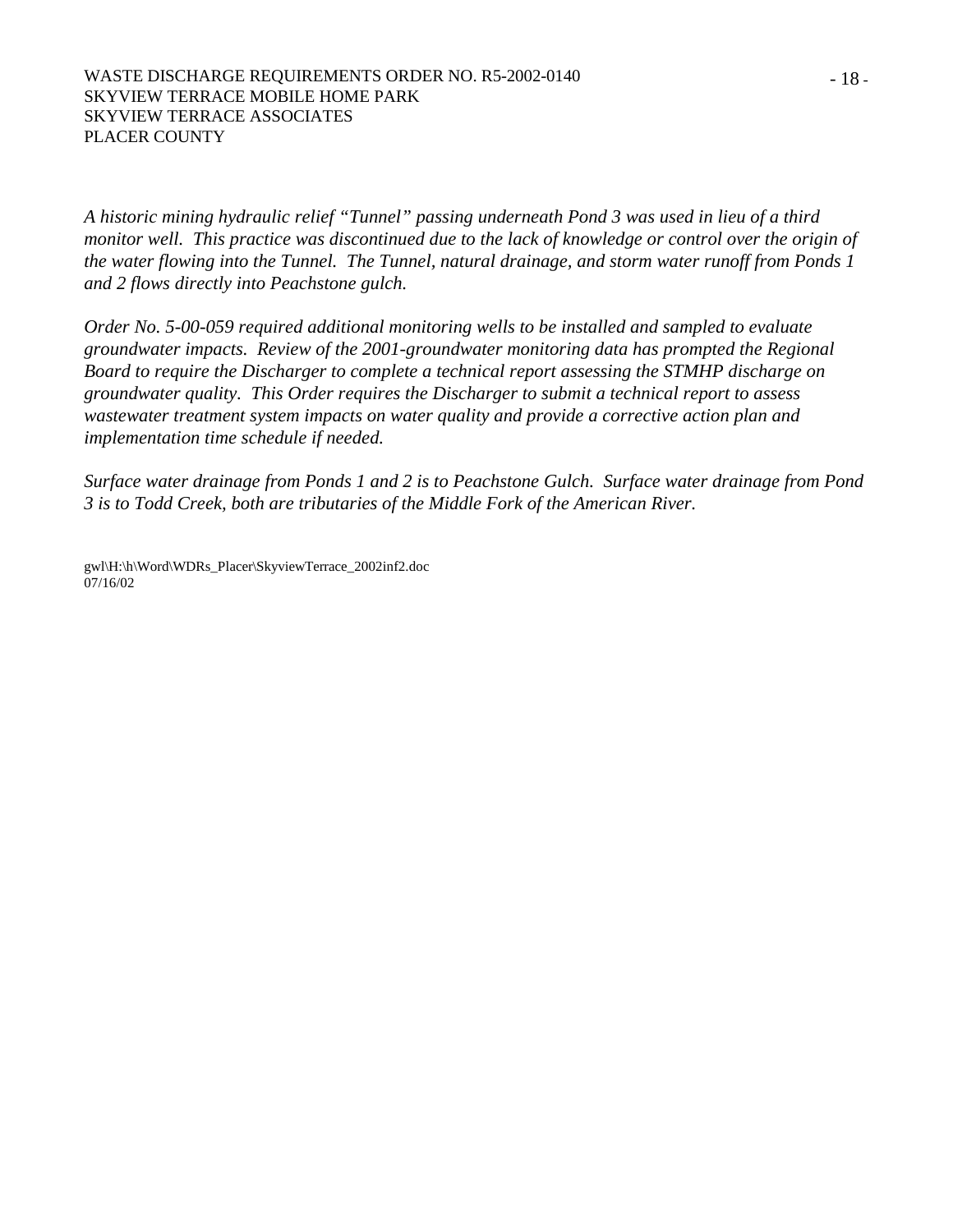*A historic mining hydraulic relief "Tunnel" passing underneath Pond 3 was used in lieu of a third monitor well. This practice was discontinued due to the lack of knowledge or control over the origin of the water flowing into the Tunnel. The Tunnel, natural drainage, and storm water runoff from Ponds 1 and 2 flows directly into Peachstone gulch.*

*Order No. 5-00-059 required additional monitoring wells to be installed and sampled to evaluate groundwater impacts. Review of the 2001-groundwater monitoring data has prompted the Regional Board to require the Discharger to complete a technical report assessing the STMHP discharge on groundwater quality. This Order requires the Discharger to submit a technical report to assess wastewater treatment system impacts on water quality and provide a corrective action plan and implementation time schedule if needed.*

*Surface water drainage from Ponds 1 and 2 is to Peachstone Gulch. Surface water drainage from Pond 3 is to Todd Creek, both are tributaries of the Middle Fork of the American River.*

gwl\H:\h\Word\WDRs_Placer\SkyviewTerrace_2002inf2.doc
07/16/02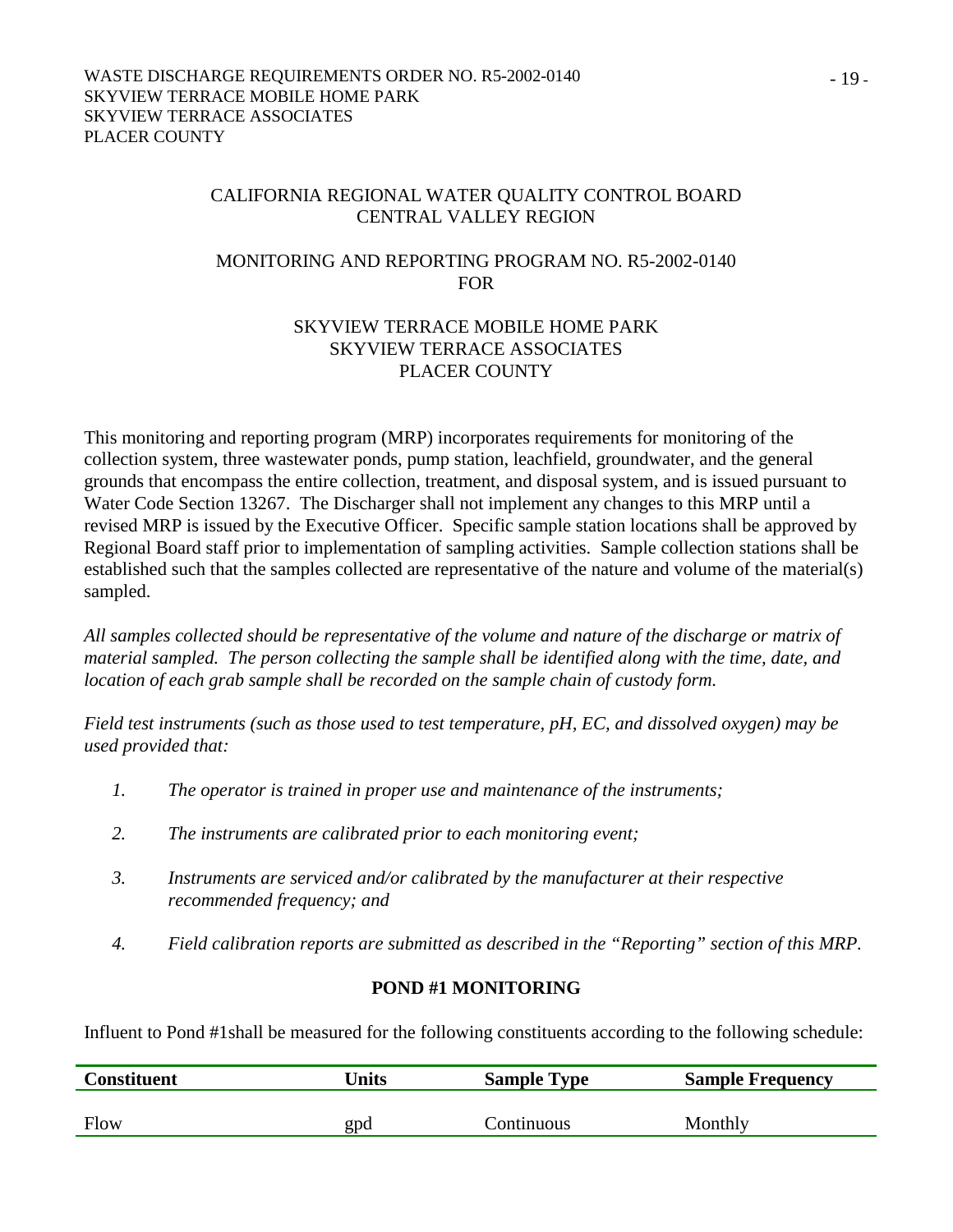CALIFORNIA REGIONAL WATER QUALITY CONTROL BOARD
CENTRAL VALLEY REGION

MONITORING AND REPORTING PROGRAM NO. R5-2002-0140
FOR

SKYVIEW TERRACE MOBILE HOME PARK
SKYVIEW TERRACE ASSOCIATES
PLACER COUNTY

This monitoring and reporting program (MRP) incorporates requirements for monitoring of the collection system, three wastewater ponds, pump station, leachfield, groundwater, and the general grounds that encompass the entire collection, treatment, and disposal system, and is issued pursuant to Water Code Section 13267. The Discharger shall not implement any changes to this MRP until a revised MRP is issued by the Executive Officer. Specific sample station locations shall be approved by Regional Board staff prior to implementation of sampling activities. Sample collection stations shall be established such that the samples collected are representative of the nature and volume of the material(s) sampled.

*All samples collected should be representative of the volume and nature of the discharge or matrix of material sampled. The person collecting the sample shall be identified along with the time, date, and location of each grab sample shall be recorded on the sample chain of custody form.*

*Field test instruments (such as those used to test temperature, pH, EC, and dissolved oxygen) may be used provided that:*

1. *The operator is trained in proper use and maintenance of the instruments;*
2. *The instruments are calibrated prior to each monitoring event;*
3. *Instruments are serviced and/or calibrated by the manufacturer at their respective recommended frequency; and*
4. *Field calibration reports are submitted as described in the "Reporting" section of this MRP.*

**POND #1 MONITORING**

Influent to Pond #1shall be measured for the following constituents according to the following schedule:

| Constituent | Units | Sample Type | Sample Frequency |
|---|---|---|---|
| Flow | gpd | Continuous | Monthly |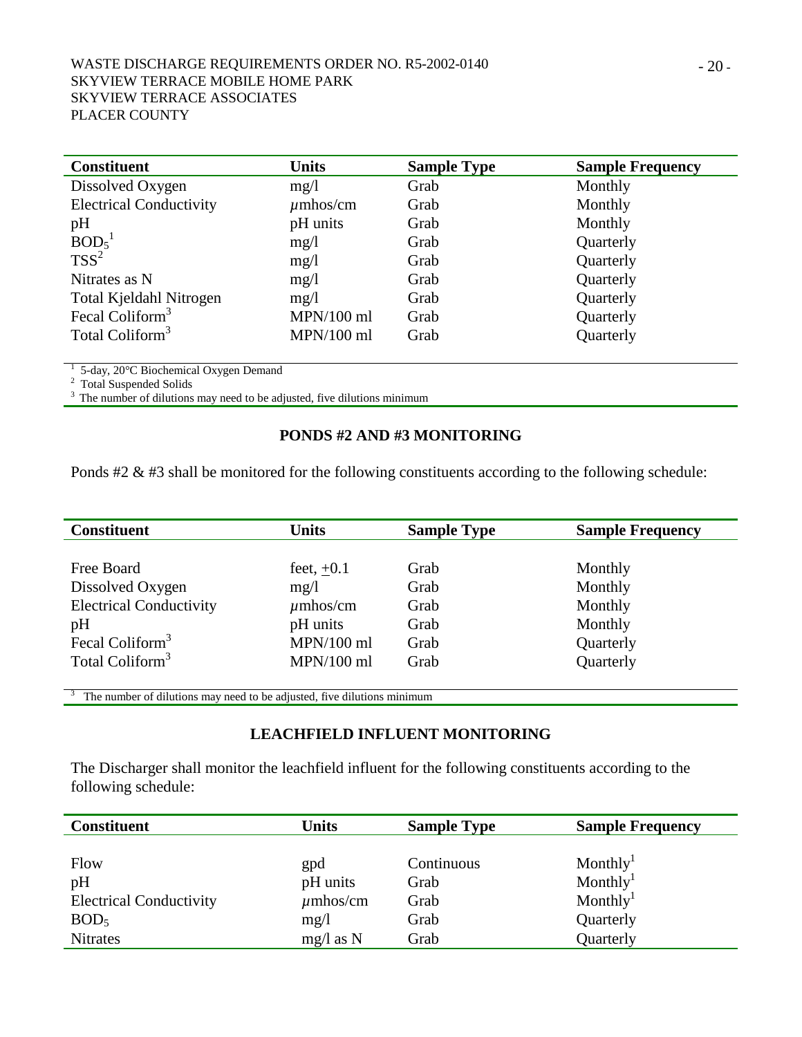| Constituent | Units | Sample Type | Sample Frequency |
|---|---|---|---|
| Dissolved Oxygen | mg/l | Grab | Monthly |
| Electrical Conductivity | $\mu$mhos/cm | Grab | Monthly |
| pH | pH units | Grab | Monthly |
| $BOD_5$[1] | mg/l | Grab | Quarterly |
| TSS[2] | mg/l | Grab | Quarterly |
| Nitrates as N | mg/l | Grab | Quarterly |
| Total Kjeldahl Nitrogen | mg/l | Grab | Quarterly |
| Fecal Coliform[3] | MPN/100 ml | Grab | Quarterly |
| Total Coliform[3] | MPN/100 ml | Grab | Quarterly |

[1] 5-day, 20°C Biochemical Oxygen Demand
[2] Total Suspended Solids
[3] The number of dilutions may need to be adjusted, five dilutions minimum

## PONDS #2 AND #3 MONITORING

Ponds #2 & #3 shall be monitored for the following constituents according to the following schedule:

| Constituent | Units | Sample Type | Sample Frequency |
|---|---|---|---|
| Free Board | feet, $\pm$0.1 | Grab | Monthly |
| Dissolved Oxygen | mg/l | Grab | Monthly |
| Electrical Conductivity | $\mu$mhos/cm | Grab | Monthly |
| pH | pH units | Grab | Monthly |
| Fecal Coliform[3] | MPN/100 ml | Grab | Quarterly |
| Total Coliform[3] | MPN/100 ml | Grab | Quarterly |

[3] The number of dilutions may need to be adjusted, five dilutions minimum

## LEACHFIELD INFLUENT MONITORING

The Discharger shall monitor the leachfield influent for the following constituents according to the following schedule:

| Constituent | Units | Sample Type | Sample Frequency |
|---|---|---|---|
| Flow | gpd | Continuous | Monthly[1] |
| pH | pH units | Grab | Monthly[1] |
| Electrical Conductivity | $\mu$mhos/cm | Grab | Monthly[1] |
| $BOD_5$ | mg/l | Grab | Quarterly |
| Nitrates | mg/l as N | Grab | Quarterly |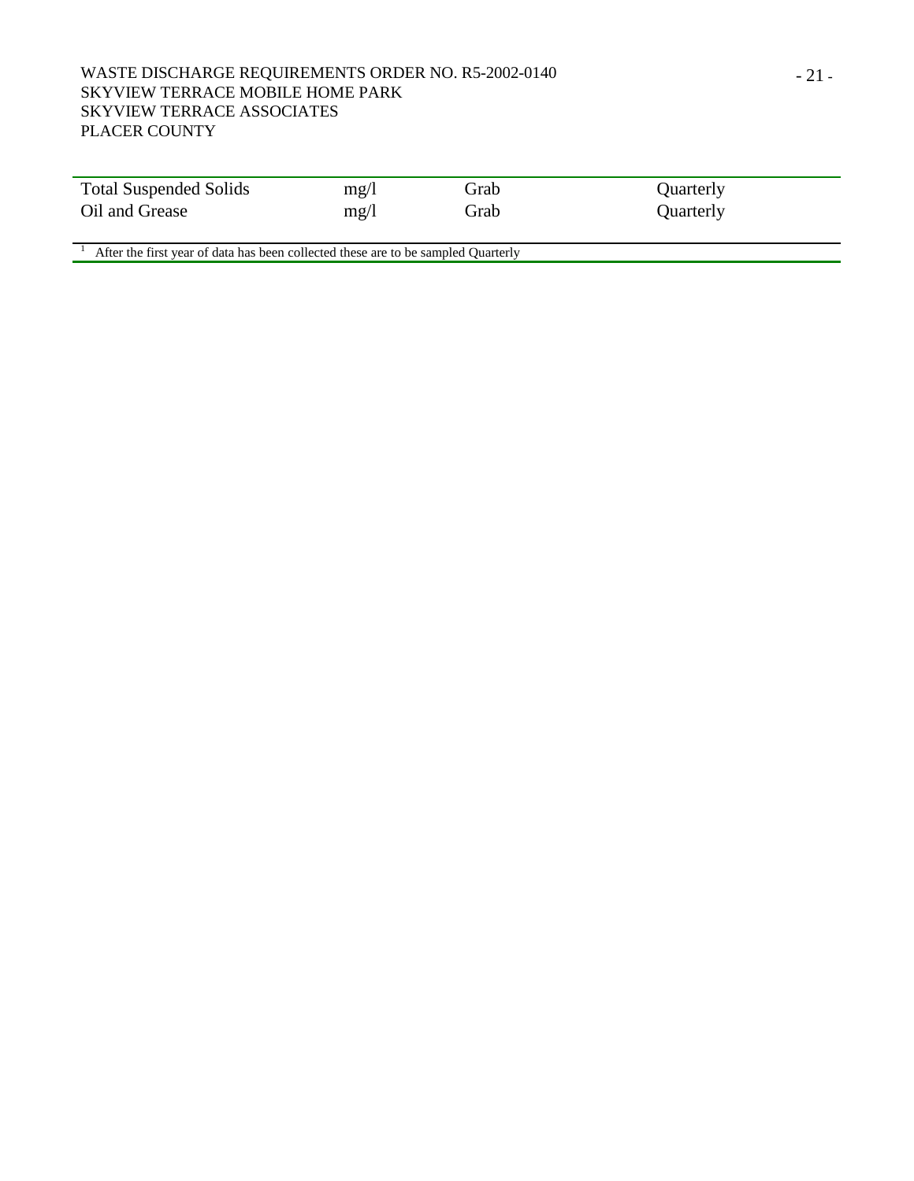| | | | |
|---|---|---|---|
| Total Suspended Solids | mg/l | Grab | Quarterly |
| Oil and Grease | mg/l | Grab | Quarterly |

[1] After the first year of data has been collected these are to be sampled Quarterly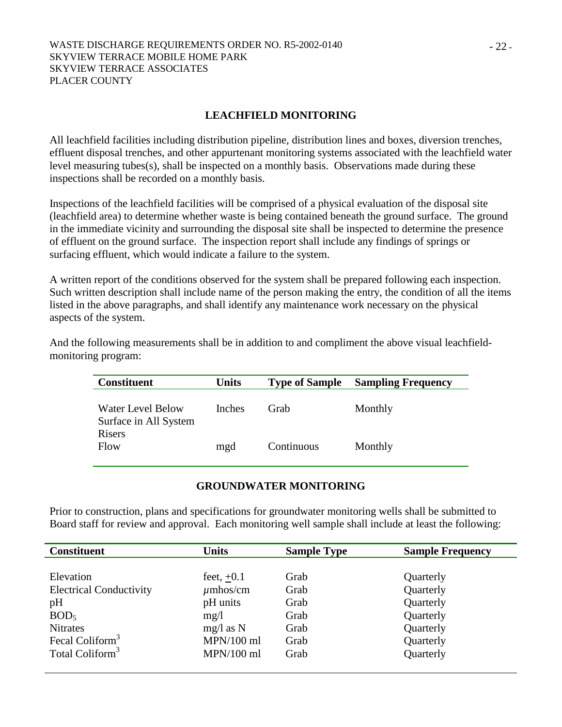## LEACHFIELD MONITORING

All leachfield facilities including distribution pipeline, distribution lines and boxes, diversion trenches, effluent disposal trenches, and other appurtenant monitoring systems associated with the leachfield water level measuring tubes(s), shall be inspected on a monthly basis. Observations made during these inspections shall be recorded on a monthly basis.

Inspections of the leachfield facilities will be comprised of a physical evaluation of the disposal site (leachfield area) to determine whether waste is being contained beneath the ground surface. The ground in the immediate vicinity and surrounding the disposal site shall be inspected to determine the presence of effluent on the ground surface. The inspection report shall include any findings of springs or surfacing effluent, which would indicate a failure to the system.

A written report of the conditions observed for the system shall be prepared following each inspection. Such written description shall include name of the person making the entry, the condition of all the items listed in the above paragraphs, and shall identify any maintenance work necessary on the physical aspects of the system.

And the following measurements shall be in addition to and compliment the above visual leachfield-monitoring program:

| Constituent | Units | Type of Sample | Sampling Frequency |
|---|---|---|---|
| Water Level Below Surface in All System Risers | Inches | Grab | Monthly |
| Flow | mgd | Continuous | Monthly |

## GROUNDWATER MONITORING

Prior to construction, plans and specifications for groundwater monitoring wells shall be submitted to Board staff for review and approval. Each monitoring well sample shall include at least the following:

| Constituent | Units | Sample Type | Sample Frequency |
|---|---|---|---|
| Elevation | feet, $\pm 0.1$ | Grab | Quarterly |
| Electrical Conductivity | $\mu$mhos/cm | Grab | Quarterly |
| pH | pH units | Grab | Quarterly |
| $BOD_5$ | mg/l | Grab | Quarterly |
| Nitrates | mg/l as N | Grab | Quarterly |
| Fecal Coliform[3] | MPN/100 ml | Grab | Quarterly |
| Total Coliform[3] | MPN/100 ml | Grab | Quarterly |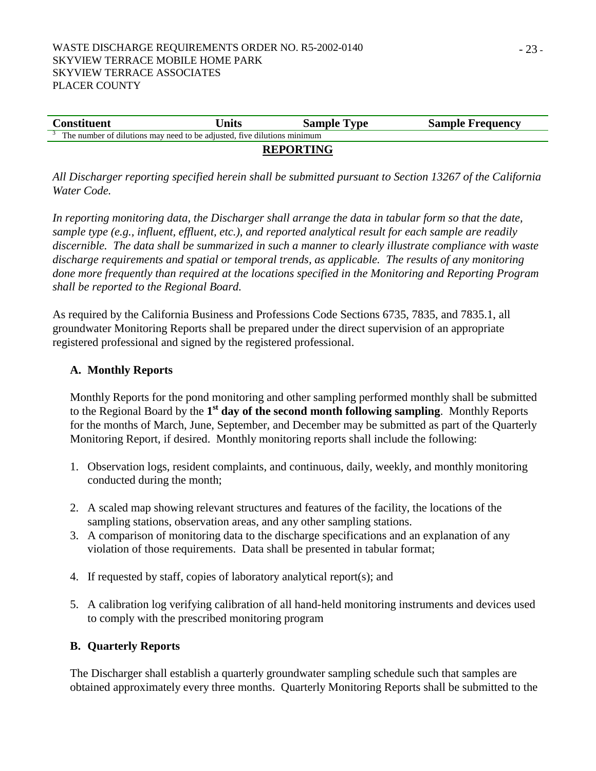| Constituent | Units | Sample Type | Sample Frequency |
|---|---|---|---|

[3] The number of dilutions may need to be adjusted, five dilutions minimum

## REPORTING

*All Discharger reporting specified herein shall be submitted pursuant to Section 13267 of the California Water Code.*

*In reporting monitoring data, the Discharger shall arrange the data in tabular form so that the date, sample type (e.g., influent, effluent, etc.), and reported analytical result for each sample are readily discernible. The data shall be summarized in such a manner to clearly illustrate compliance with waste discharge requirements and spatial or temporal trends, as applicable. The results of any monitoring done more frequently than required at the locations specified in the Monitoring and Reporting Program shall be reported to the Regional Board.*

As required by the California Business and Professions Code Sections 6735, 7835, and 7835.1, all groundwater Monitoring Reports shall be prepared under the direct supervision of an appropriate registered professional and signed by the registered professional.

### A. Monthly Reports

Monthly Reports for the pond monitoring and other sampling performed monthly shall be submitted to the Regional Board by the **1st day of the second month following sampling**. Monthly Reports for the months of March, June, September, and December may be submitted as part of the Quarterly Monitoring Report, if desired. Monthly monitoring reports shall include the following:

1. Observation logs, resident complaints, and continuous, daily, weekly, and monthly monitoring conducted during the month;
2. A scaled map showing relevant structures and features of the facility, the locations of the sampling stations, observation areas, and any other sampling stations.
3. A comparison of monitoring data to the discharge specifications and an explanation of any violation of those requirements. Data shall be presented in tabular format;
4. If requested by staff, copies of laboratory analytical report(s); and
5. A calibration log verifying calibration of all hand-held monitoring instruments and devices used to comply with the prescribed monitoring program

### B. Quarterly Reports

The Discharger shall establish a quarterly groundwater sampling schedule such that samples are obtained approximately every three months. Quarterly Monitoring Reports shall be submitted to the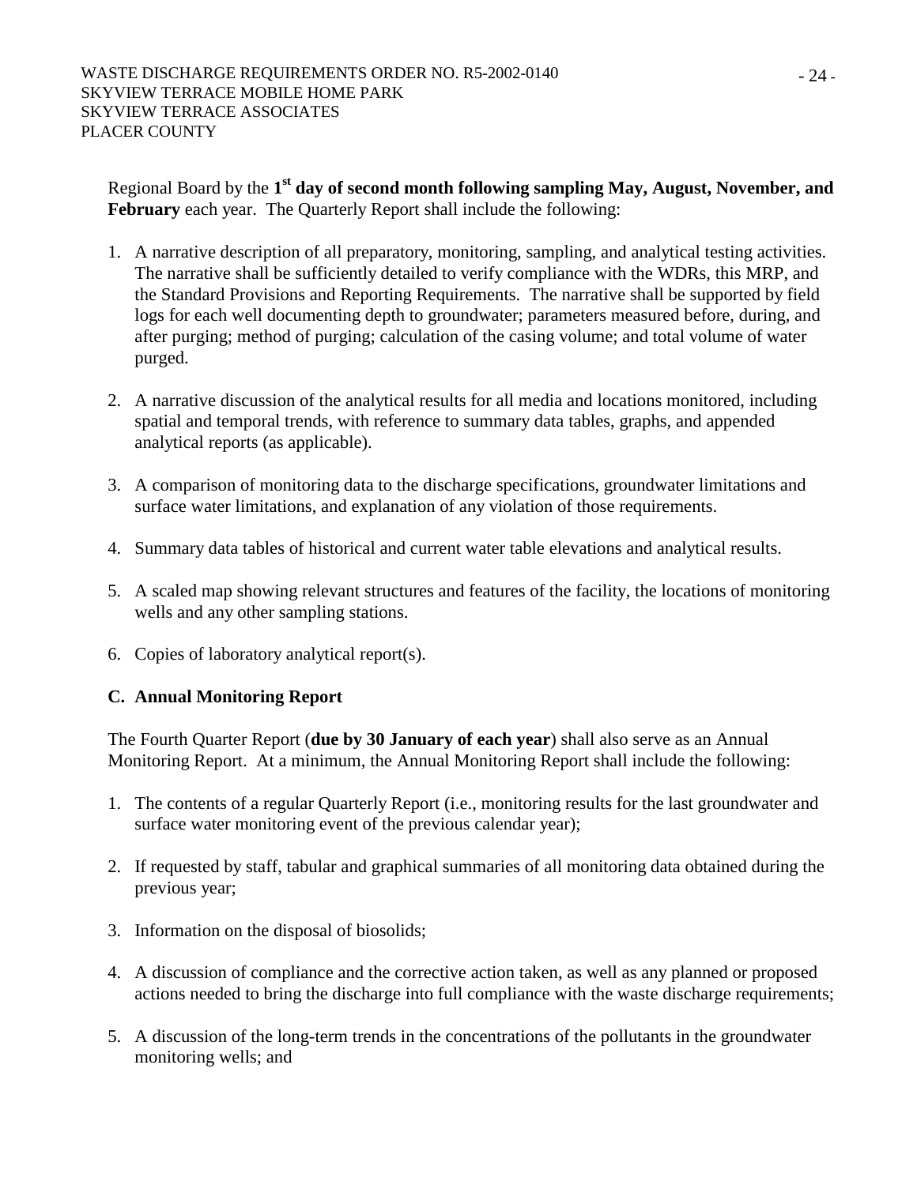Regional Board by the **1[st] day of second month following sampling May, August, November, and February** each year. The Quarterly Report shall include the following:

1. A narrative description of all preparatory, monitoring, sampling, and analytical testing activities. The narrative shall be sufficiently detailed to verify compliance with the WDRs, this MRP, and the Standard Provisions and Reporting Requirements. The narrative shall be supported by field logs for each well documenting depth to groundwater; parameters measured before, during, and after purging; method of purging; calculation of the casing volume; and total volume of water purged.

2. A narrative discussion of the analytical results for all media and locations monitored, including spatial and temporal trends, with reference to summary data tables, graphs, and appended analytical reports (as applicable).

3. A comparison of monitoring data to the discharge specifications, groundwater limitations and surface water limitations, and explanation of any violation of those requirements.

4. Summary data tables of historical and current water table elevations and analytical results.

5. A scaled map showing relevant structures and features of the facility, the locations of monitoring wells and any other sampling stations.

6. Copies of laboratory analytical report(s).

**C. Annual Monitoring Report**

The Fourth Quarter Report (**due by 30 January of each year**) shall also serve as an Annual Monitoring Report. At a minimum, the Annual Monitoring Report shall include the following:

1. The contents of a regular Quarterly Report (i.e., monitoring results for the last groundwater and surface water monitoring event of the previous calendar year);

2. If requested by staff, tabular and graphical summaries of all monitoring data obtained during the previous year;

3. Information on the disposal of biosolids;

4. A discussion of compliance and the corrective action taken, as well as any planned or proposed actions needed to bring the discharge into full compliance with the waste discharge requirements;

5. A discussion of the long-term trends in the concentrations of the pollutants in the groundwater monitoring wells; and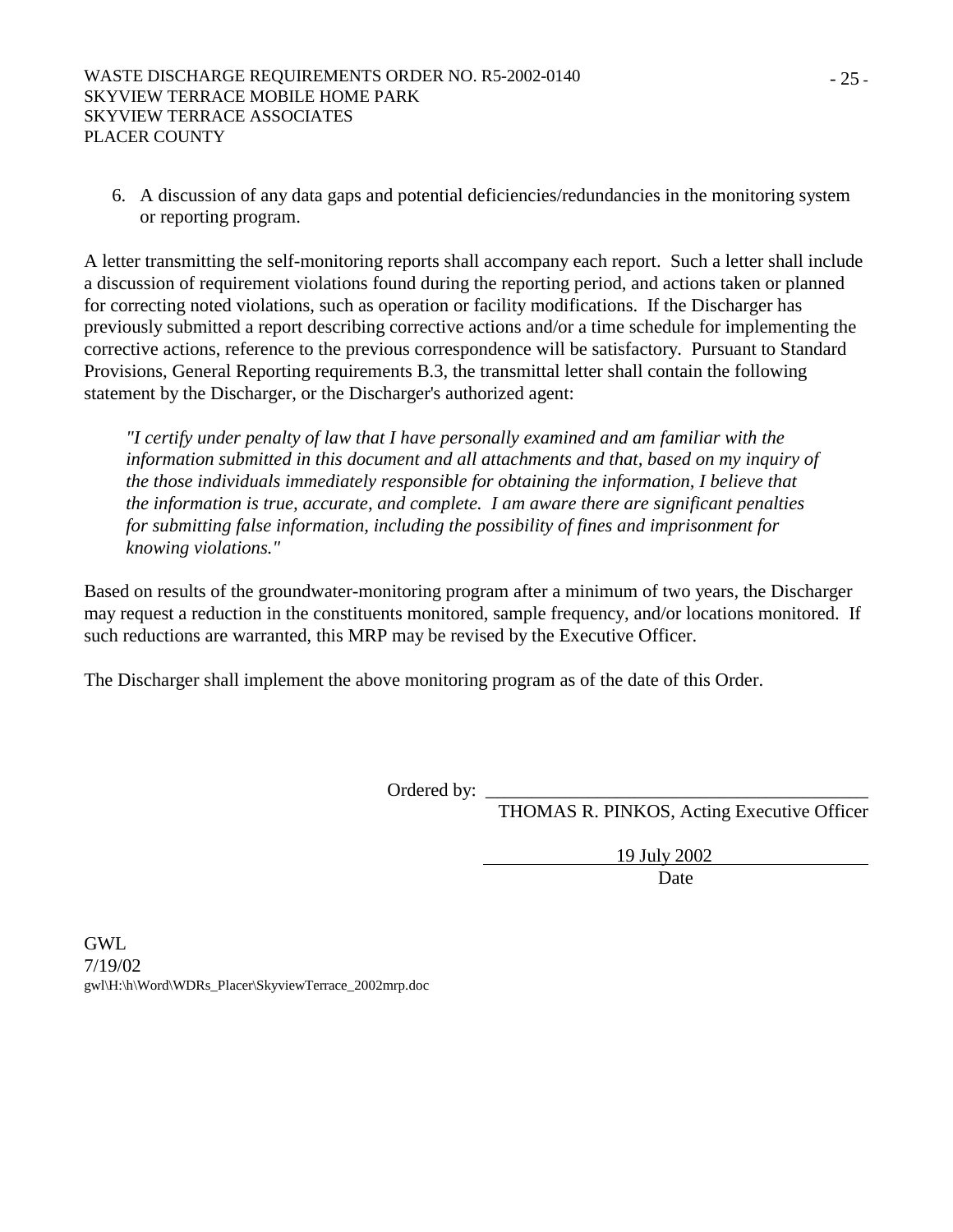6. A discussion of any data gaps and potential deficiencies/redundancies in the monitoring system or reporting program.

A letter transmitting the self-monitoring reports shall accompany each report. Such a letter shall include a discussion of requirement violations found during the reporting period, and actions taken or planned for correcting noted violations, such as operation or facility modifications. If the Discharger has previously submitted a report describing corrective actions and/or a time schedule for implementing the corrective actions, reference to the previous correspondence will be satisfactory. Pursuant to Standard Provisions, General Reporting requirements B.3, the transmittal letter shall contain the following statement by the Discharger, or the Discharger's authorized agent:

> *"I certify under penalty of law that I have personally examined and am familiar with the information submitted in this document and all attachments and that, based on my inquiry of the those individuals immediately responsible for obtaining the information, I believe that the information is true, accurate, and complete. I am aware there are significant penalties for submitting false information, including the possibility of fines and imprisonment for knowing violations."*

Based on results of the groundwater-monitoring program after a minimum of two years, the Discharger may request a reduction in the constituents monitored, sample frequency, and/or locations monitored. If such reductions are warranted, this MRP may be revised by the Executive Officer.

The Discharger shall implement the above monitoring program as of the date of this Order.

Ordered by: ______________________________
THOMAS R. PINKOS, Acting Executive Officer

19 July 2002
Date

GWL
7/19/02
gwl\H:\h\Word\WDRs_Placer\SkyviewTerrace_2002mrp.doc